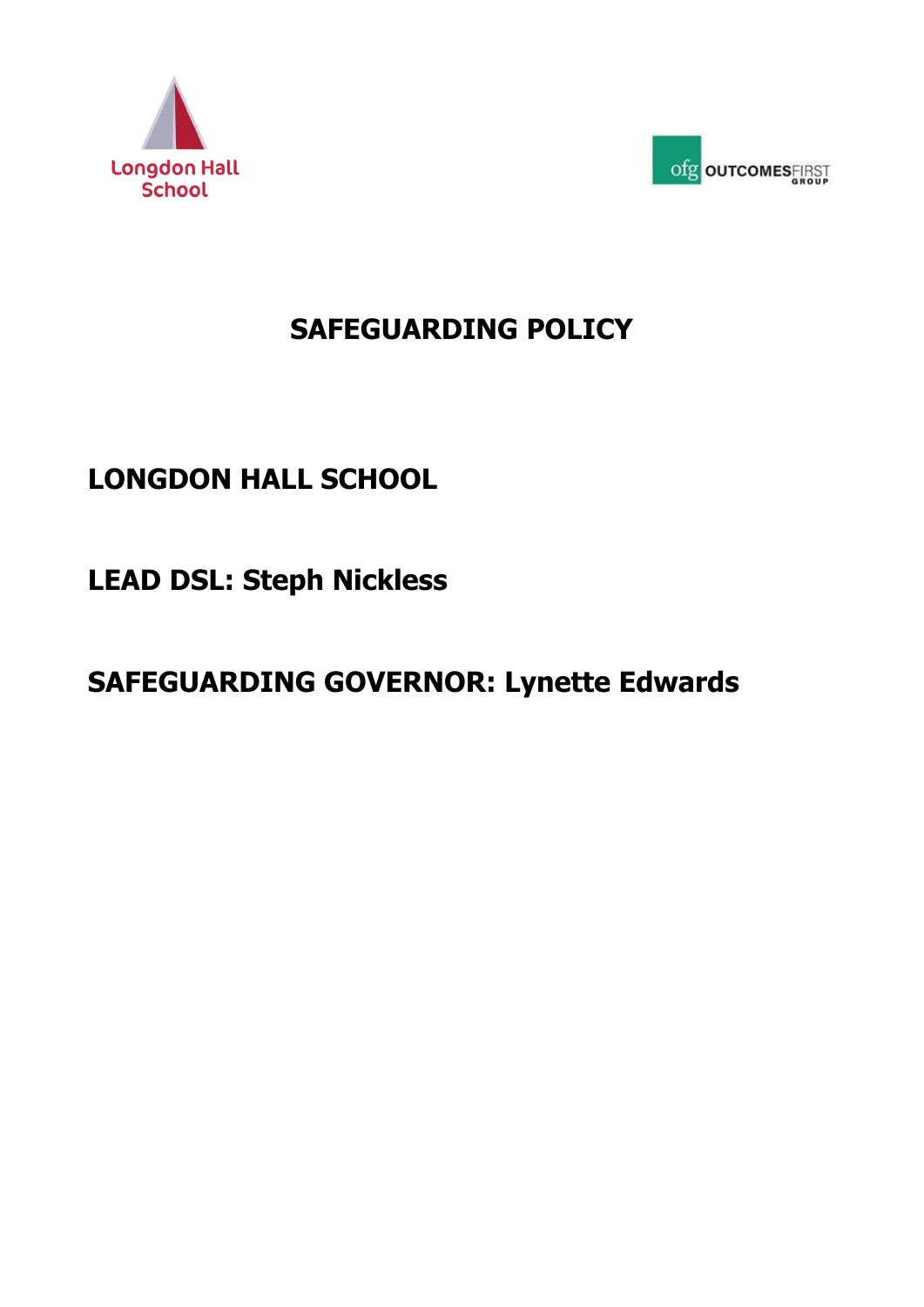Longdon Hall School

ofg OUTCOMESFIRST GROUP

# SAFEGUARDING POLICY

## LONGDON HALL SCHOOL

## LEAD DSL: Steph Nickless

## SAFEGUARDING GOVERNOR: Lynette Edwards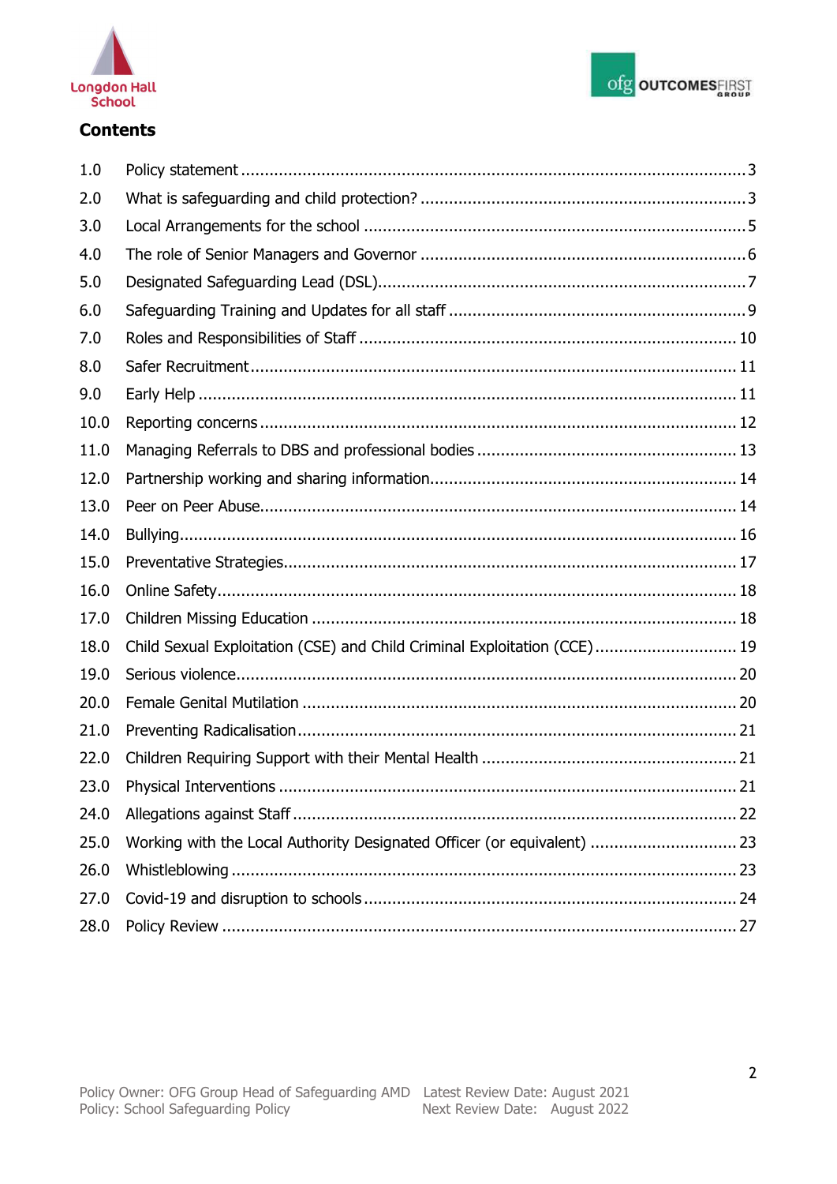## Contents

| | | |
|---|---|---|
| 1.0 | Policy statement | 3 |
| 2.0 | What is safeguarding and child protection? | 3 |
| 3.0 | Local Arrangements for the school | 5 |
| 4.0 | The role of Senior Managers and Governor | 6 |
| 5.0 | Designated Safeguarding Lead (DSL) | 7 |
| 6.0 | Safeguarding Training and Updates for all staff | 9 |
| 7.0 | Roles and Responsibilities of Staff | 10 |
| 8.0 | Safer Recruitment | 11 |
| 9.0 | Early Help | 11 |
| 10.0 | Reporting concerns | 12 |
| 11.0 | Managing Referrals to DBS and professional bodies | 13 |
| 12.0 | Partnership working and sharing information | 14 |
| 13.0 | Peer on Peer Abuse | 14 |
| 14.0 | Bullying | 16 |
| 15.0 | Preventative Strategies | 17 |
| 16.0 | Online Safety | 18 |
| 17.0 | Children Missing Education | 18 |
| 18.0 | Child Sexual Exploitation (CSE) and Child Criminal Exploitation (CCE) | 19 |
| 19.0 | Serious violence | 20 |
| 20.0 | Female Genital Mutilation | 20 |
| 21.0 | Preventing Radicalisation | 21 |
| 22.0 | Children Requiring Support with their Mental Health | 21 |
| 23.0 | Physical Interventions | 21 |
| 24.0 | Allegations against Staff | 22 |
| 25.0 | Working with the Local Authority Designated Officer (or equivalent) | 23 |
| 26.0 | Whistleblowing | 23 |
| 27.0 | Covid-19 and disruption to schools | 24 |
| 28.0 | Policy Review | 27 |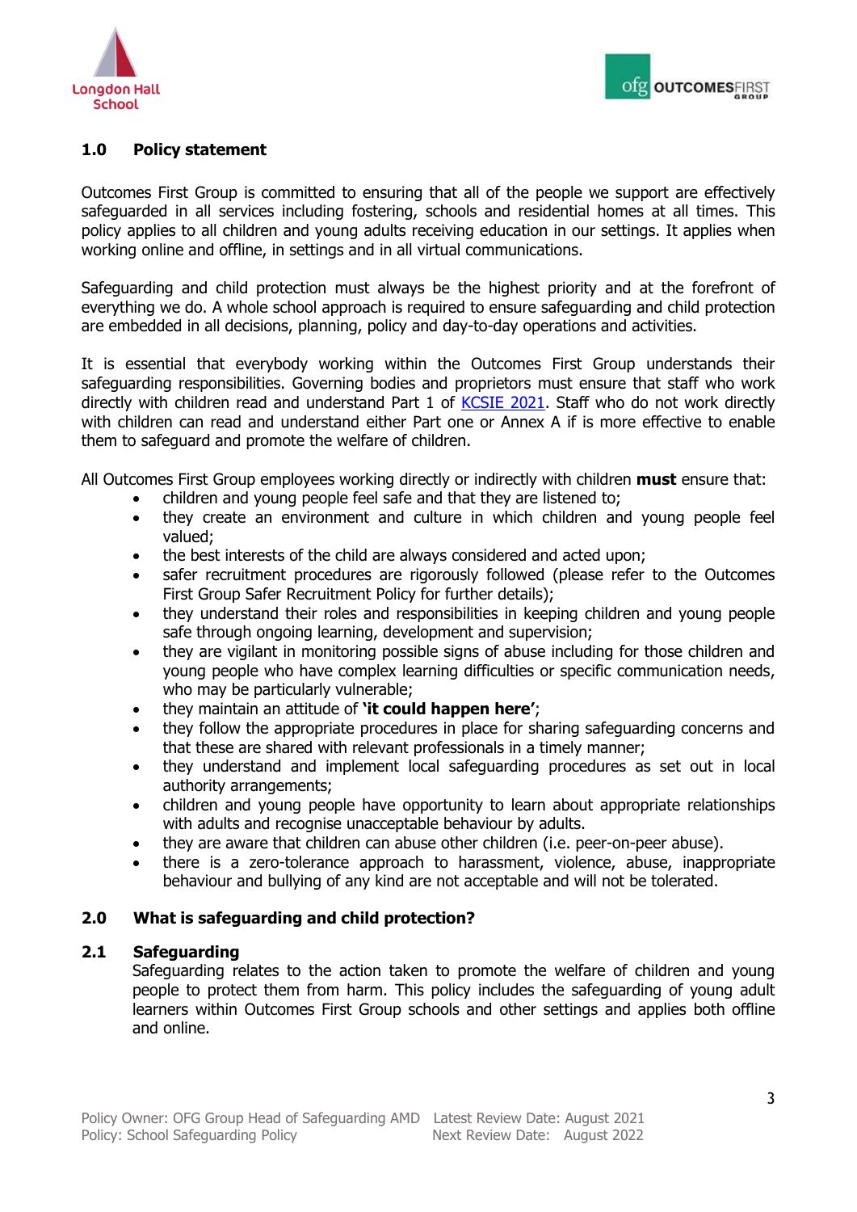## 1.0 Policy statement

Outcomes First Group is committed to ensuring that all of the people we support are effectively safeguarded in all services including fostering, schools and residential homes at all times. This policy applies to all children and young adults receiving education in our settings. It applies when working online and offline, in settings and in all virtual communications.

Safeguarding and child protection must always be the highest priority and at the forefront of everything we do. A whole school approach is required to ensure safeguarding and child protection are embedded in all decisions, planning, policy and day-to-day operations and activities.

It is essential that everybody working within the Outcomes First Group understands their safeguarding responsibilities. Governing bodies and proprietors must ensure that staff who work directly with children read and understand Part 1 of KCSIE 2021. Staff who do not work directly with children can read and understand either Part one or Annex A if is more effective to enable them to safeguard and promote the welfare of children.

All Outcomes First Group employees working directly or indirectly with children **must** ensure that:

- children and young people feel safe and that they are listened to;
- they create an environment and culture in which children and young people feel valued;
- the best interests of the child are always considered and acted upon;
- safer recruitment procedures are rigorously followed (please refer to the Outcomes First Group Safer Recruitment Policy for further details);
- they understand their roles and responsibilities in keeping children and young people safe through ongoing learning, development and supervision;
- they are vigilant in monitoring possible signs of abuse including for those children and young people who have complex learning difficulties or specific communication needs, who may be particularly vulnerable;
- they maintain an attitude of **'it could happen here'**;
- they follow the appropriate procedures in place for sharing safeguarding concerns and that these are shared with relevant professionals in a timely manner;
- they understand and implement local safeguarding procedures as set out in local authority arrangements;
- children and young people have opportunity to learn about appropriate relationships with adults and recognise unacceptable behaviour by adults.
- they are aware that children can abuse other children (i.e. peer-on-peer abuse).
- there is a zero-tolerance approach to harassment, violence, abuse, inappropriate behaviour and bullying of any kind are not acceptable and will not be tolerated.

## 2.0 What is safeguarding and child protection?

### 2.1 Safeguarding

Safeguarding relates to the action taken to promote the welfare of children and young people to protect them from harm. This policy includes the safeguarding of young adult learners within Outcomes First Group schools and other settings and applies both offline and online.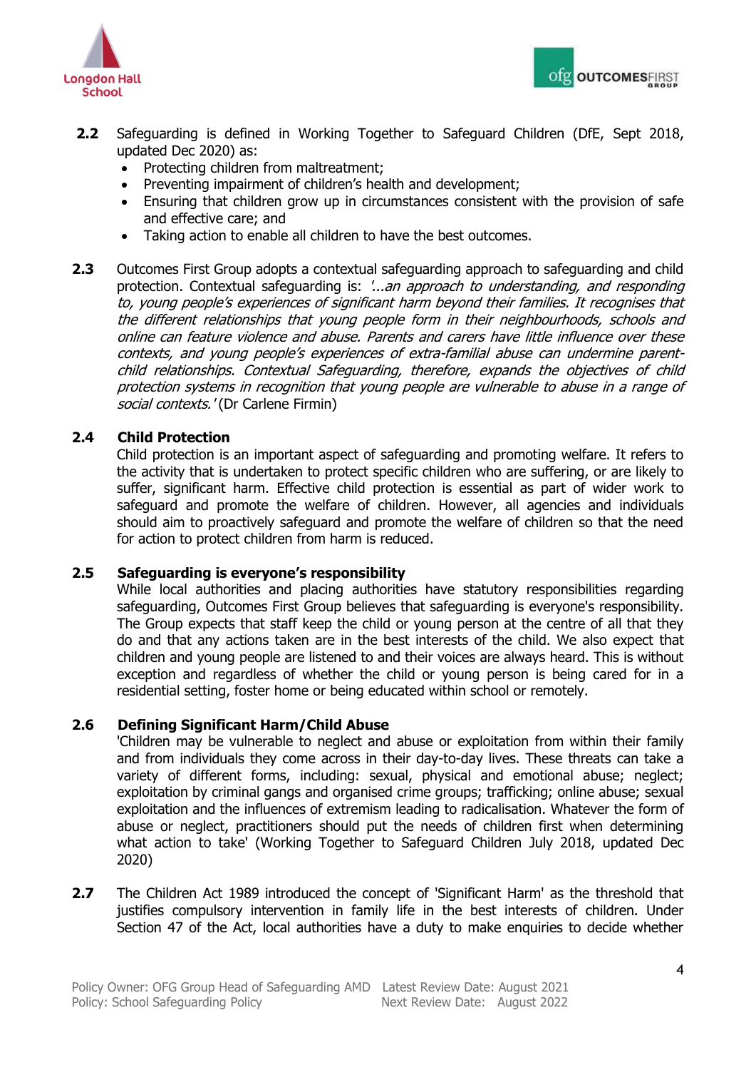**2.2** Safeguarding is defined in Working Together to Safeguard Children (DfE, Sept 2018, updated Dec 2020) as:

- Protecting children from maltreatment;
- Preventing impairment of children's health and development;
- Ensuring that children grow up in circumstances consistent with the provision of safe and effective care; and
- Taking action to enable all children to have the best outcomes.

**2.3** Outcomes First Group adopts a contextual safeguarding approach to safeguarding and child protection. Contextual safeguarding is: *'...an approach to understanding, and responding to, young people's experiences of significant harm beyond their families. It recognises that the different relationships that young people form in their neighbourhoods, schools and online can feature violence and abuse. Parents and carers have little influence over these contexts, and young people's experiences of extra-familial abuse can undermine parent-child relationships. Contextual Safeguarding, therefore, expands the objectives of child protection systems in recognition that young people are vulnerable to abuse in a range of social contexts.'* (Dr Carlene Firmin)

**2.4 Child Protection**

Child protection is an important aspect of safeguarding and promoting welfare. It refers to the activity that is undertaken to protect specific children who are suffering, or are likely to suffer, significant harm. Effective child protection is essential as part of wider work to safeguard and promote the welfare of children. However, all agencies and individuals should aim to proactively safeguard and promote the welfare of children so that the need for action to protect children from harm is reduced.

**2.5 Safeguarding is everyone's responsibility**

While local authorities and placing authorities have statutory responsibilities regarding safeguarding, Outcomes First Group believes that safeguarding is everyone's responsibility. The Group expects that staff keep the child or young person at the centre of all that they do and that any actions taken are in the best interests of the child. We also expect that children and young people are listened to and their voices are always heard. This is without exception and regardless of whether the child or young person is being cared for in a residential setting, foster home or being educated within school or remotely.

**2.6 Defining Significant Harm/Child Abuse**

'Children may be vulnerable to neglect and abuse or exploitation from within their family and from individuals they come across in their day-to-day lives. These threats can take a variety of different forms, including: sexual, physical and emotional abuse; neglect; exploitation by criminal gangs and organised crime groups; trafficking; online abuse; sexual exploitation and the influences of extremism leading to radicalisation. Whatever the form of abuse or neglect, practitioners should put the needs of children first when determining what action to take' (Working Together to Safeguard Children July 2018, updated Dec 2020)

**2.7** The Children Act 1989 introduced the concept of 'Significant Harm' as the threshold that justifies compulsory intervention in family life in the best interests of children. Under Section 47 of the Act, local authorities have a duty to make enquiries to decide whether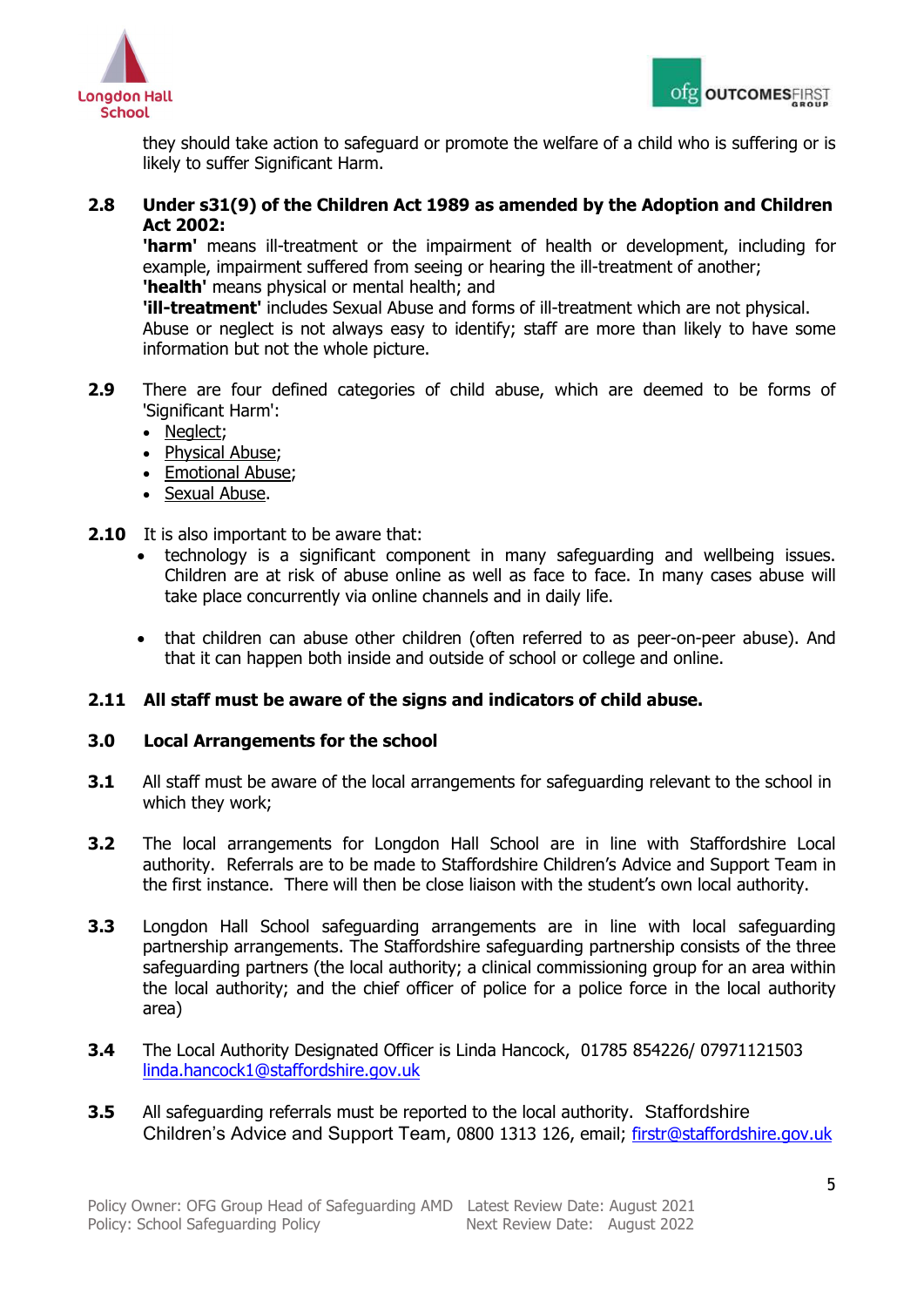they should take action to safeguard or promote the welfare of a child who is suffering or is likely to suffer Significant Harm.

**2.8 Under s31(9) of the Children Act 1989 as amended by the Adoption and Children Act 2002:**
**'harm'** means ill-treatment or the impairment of health or development, including for example, impairment suffered from seeing or hearing the ill-treatment of another;
**'health'** means physical or mental health; and
**'ill-treatment'** includes Sexual Abuse and forms of ill-treatment which are not physical.
Abuse or neglect is not always easy to identify; staff are more than likely to have some information but not the whole picture.

**2.9** There are four defined categories of child abuse, which are deemed to be forms of 'Significant Harm':

- Neglect;
- Physical Abuse;
- Emotional Abuse;
- Sexual Abuse.

**2.10** It is also important to be aware that:

- technology is a significant component in many safeguarding and wellbeing issues. Children are at risk of abuse online as well as face to face. In many cases abuse will take place concurrently via online channels and in daily life.

- that children can abuse other children (often referred to as peer-on-peer abuse). And that it can happen both inside and outside of school or college and online.

**2.11 All staff must be aware of the signs and indicators of child abuse.**

## 3.0 Local Arrangements for the school

**3.1** All staff must be aware of the local arrangements for safeguarding relevant to the school in which they work;

**3.2** The local arrangements for Longdon Hall School are in line with Staffordshire Local authority. Referrals are to be made to Staffordshire Children's Advice and Support Team in the first instance. There will then be close liaison with the student's own local authority.

**3.3** Longdon Hall School safeguarding arrangements are in line with local safeguarding partnership arrangements. The Staffordshire safeguarding partnership consists of the three safeguarding partners (the local authority; a clinical commissioning group for an area within the local authority; and the chief officer of police for a police force in the local authority area)

**3.4** The Local Authority Designated Officer is Linda Hancock, 01785 854226/ 07971121503 linda.hancock1@staffordshire.gov.uk

**3.5** All safeguarding referrals must be reported to the local authority. Staffordshire Children's Advice and Support Team, 0800 1313 126, email; firstr@staffordshire.gov.uk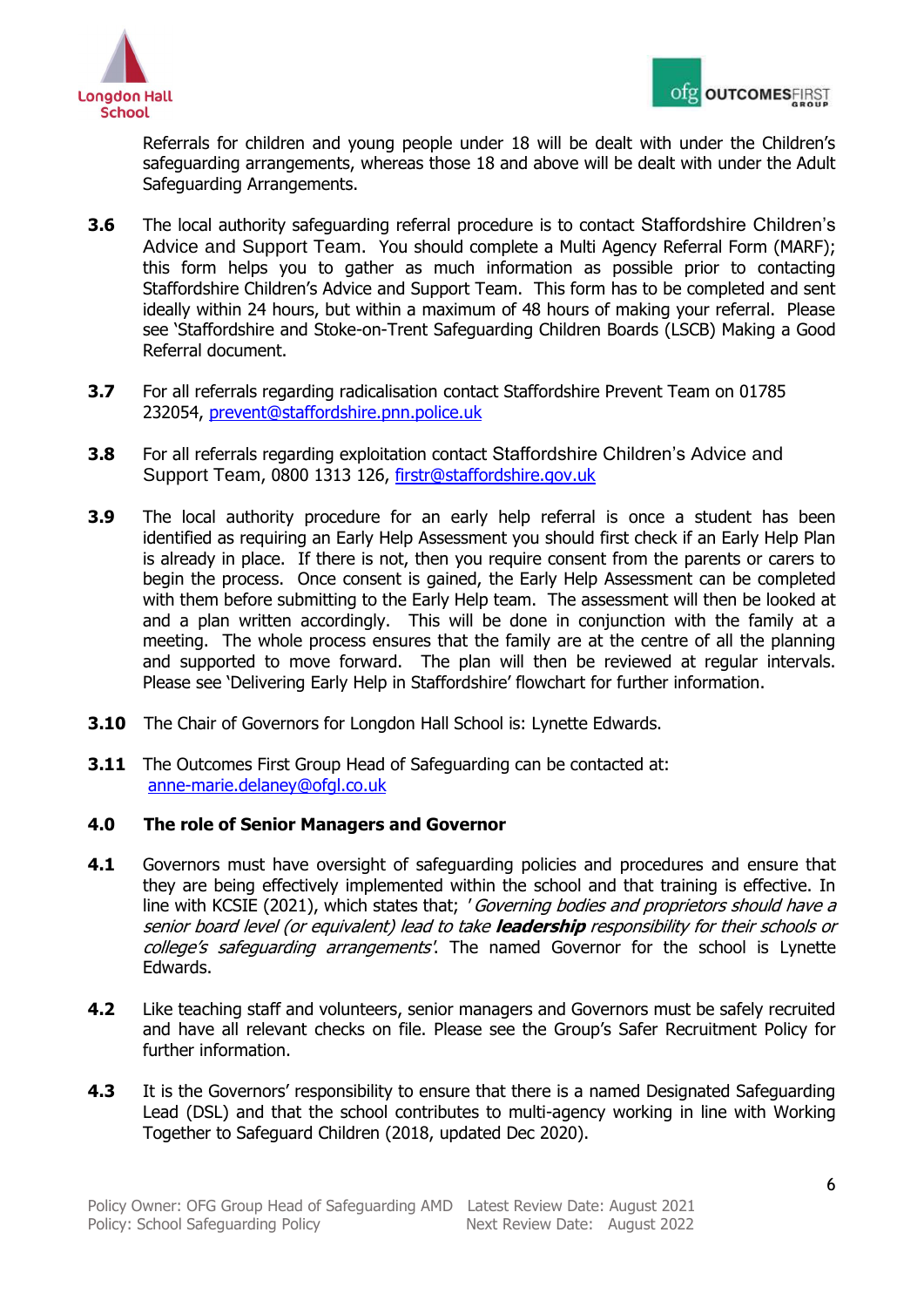Referrals for children and young people under 18 will be dealt with under the Children's safeguarding arrangements, whereas those 18 and above will be dealt with under the Adult Safeguarding Arrangements.

**3.6** The local authority safeguarding referral procedure is to contact Staffordshire Children's Advice and Support Team. You should complete a Multi Agency Referral Form (MARF); this form helps you to gather as much information as possible prior to contacting Staffordshire Children's Advice and Support Team. This form has to be completed and sent ideally within 24 hours, but within a maximum of 48 hours of making your referral. Please see 'Staffordshire and Stoke-on-Trent Safeguarding Children Boards (LSCB) Making a Good Referral document.

**3.7** For all referrals regarding radicalisation contact Staffordshire Prevent Team on 01785 232054, prevent@staffordshire.pnn.police.uk

**3.8** For all referrals regarding exploitation contact Staffordshire Children's Advice and Support Team, 0800 1313 126, firstr@staffordshire.gov.uk

**3.9** The local authority procedure for an early help referral is once a student has been identified as requiring an Early Help Assessment you should first check if an Early Help Plan is already in place. If there is not, then you require consent from the parents or carers to begin the process. Once consent is gained, the Early Help Assessment can be completed with them before submitting to the Early Help team. The assessment will then be looked at and a plan written accordingly. This will be done in conjunction with the family at a meeting. The whole process ensures that the family are at the centre of all the planning and supported to move forward. The plan will then be reviewed at regular intervals. Please see 'Delivering Early Help in Staffordshire' flowchart for further information.

**3.10** The Chair of Governors for Longdon Hall School is: Lynette Edwards.

**3.11** The Outcomes First Group Head of Safeguarding can be contacted at: anne-marie.delaney@ofgl.co.uk

## 4.0 The role of Senior Managers and Governor

**4.1** Governors must have oversight of safeguarding policies and procedures and ensure that they are being effectively implemented within the school and that training is effective. In line with KCSIE (2021), which states that; *'Governing bodies and proprietors should have a senior board level (or equivalent) lead to take **leadership** responsibility for their schools or college's safeguarding arrangements'.* The named Governor for the school is Lynette Edwards.

**4.2** Like teaching staff and volunteers, senior managers and Governors must be safely recruited and have all relevant checks on file. Please see the Group's Safer Recruitment Policy for further information.

**4.3** It is the Governors' responsibility to ensure that there is a named Designated Safeguarding Lead (DSL) and that the school contributes to multi-agency working in line with Working Together to Safeguard Children (2018, updated Dec 2020).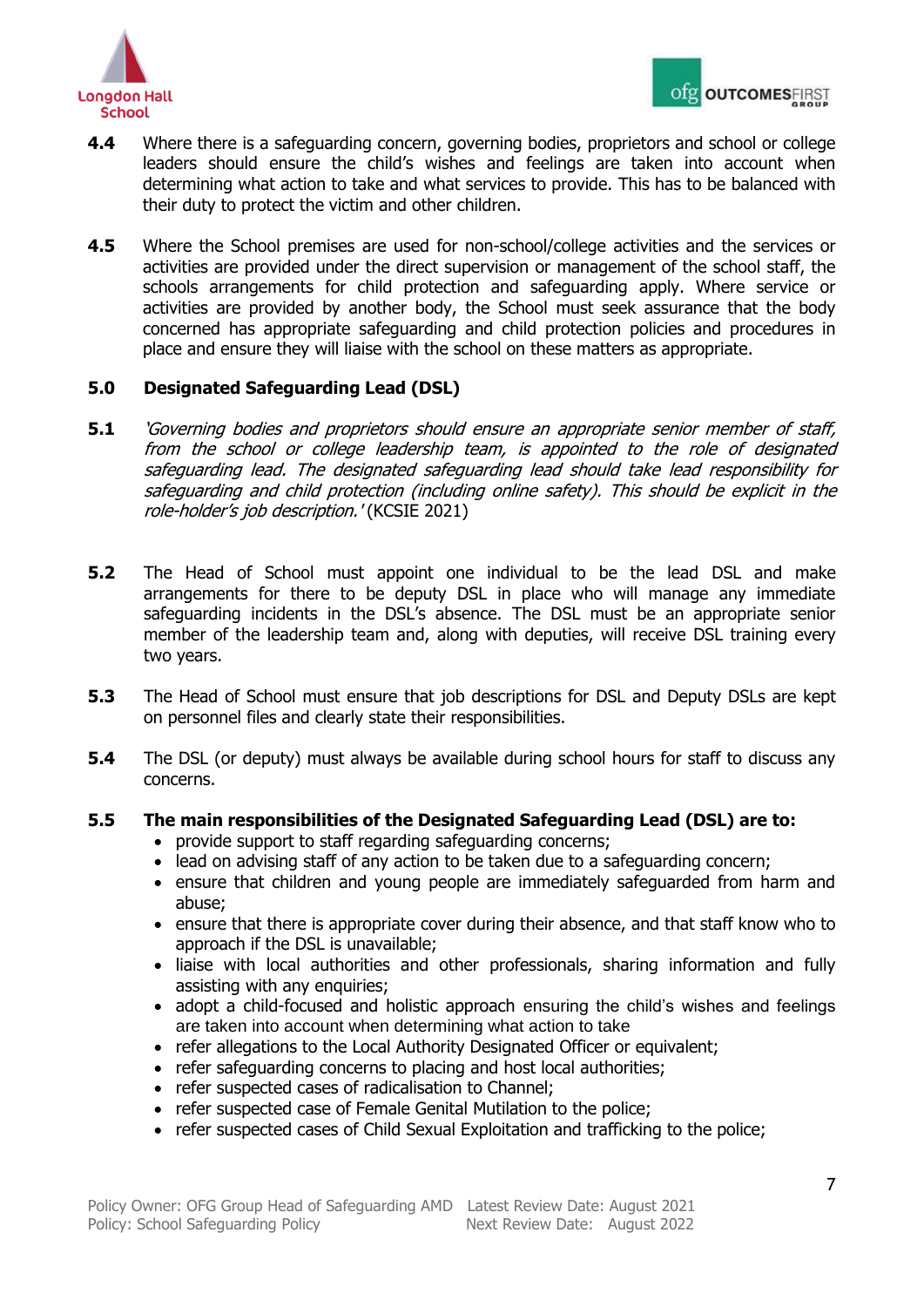**4.4** Where there is a safeguarding concern, governing bodies, proprietors and school or college leaders should ensure the child's wishes and feelings are taken into account when determining what action to take and what services to provide. This has to be balanced with their duty to protect the victim and other children.

**4.5** Where the School premises are used for non-school/college activities and the services or activities are provided under the direct supervision or management of the school staff, the schools arrangements for child protection and safeguarding apply. Where service or activities are provided by another body, the School must seek assurance that the body concerned has appropriate safeguarding and child protection policies and procedures in place and ensure they will liaise with the school on these matters as appropriate.

## 5.0 Designated Safeguarding Lead (DSL)

**5.1** *'Governing bodies and proprietors should ensure an appropriate senior member of staff, from the school or college leadership team, is appointed to the role of designated safeguarding lead. The designated safeguarding lead should take lead responsibility for safeguarding and child protection (including online safety). This should be explicit in the role-holder's job description.'* (KCSIE 2021)

**5.2** The Head of School must appoint one individual to be the lead DSL and make arrangements for there to be deputy DSL in place who will manage any immediate safeguarding incidents in the DSL's absence. The DSL must be an appropriate senior member of the leadership team and, along with deputies, will receive DSL training every two years.

**5.3** The Head of School must ensure that job descriptions for DSL and Deputy DSLs are kept on personnel files and clearly state their responsibilities.

**5.4** The DSL (or deputy) must always be available during school hours for staff to discuss any concerns.

**5.5 The main responsibilities of the Designated Safeguarding Lead (DSL) are to:**

- provide support to staff regarding safeguarding concerns;
- lead on advising staff of any action to be taken due to a safeguarding concern;
- ensure that children and young people are immediately safeguarded from harm and abuse;
- ensure that there is appropriate cover during their absence, and that staff know who to approach if the DSL is unavailable;
- liaise with local authorities and other professionals, sharing information and fully assisting with any enquiries;
- adopt a child-focused and holistic approach ensuring the child's wishes and feelings are taken into account when determining what action to take
- refer allegations to the Local Authority Designated Officer or equivalent;
- refer safeguarding concerns to placing and host local authorities;
- refer suspected cases of radicalisation to Channel;
- refer suspected case of Female Genital Mutilation to the police;
- refer suspected cases of Child Sexual Exploitation and trafficking to the police;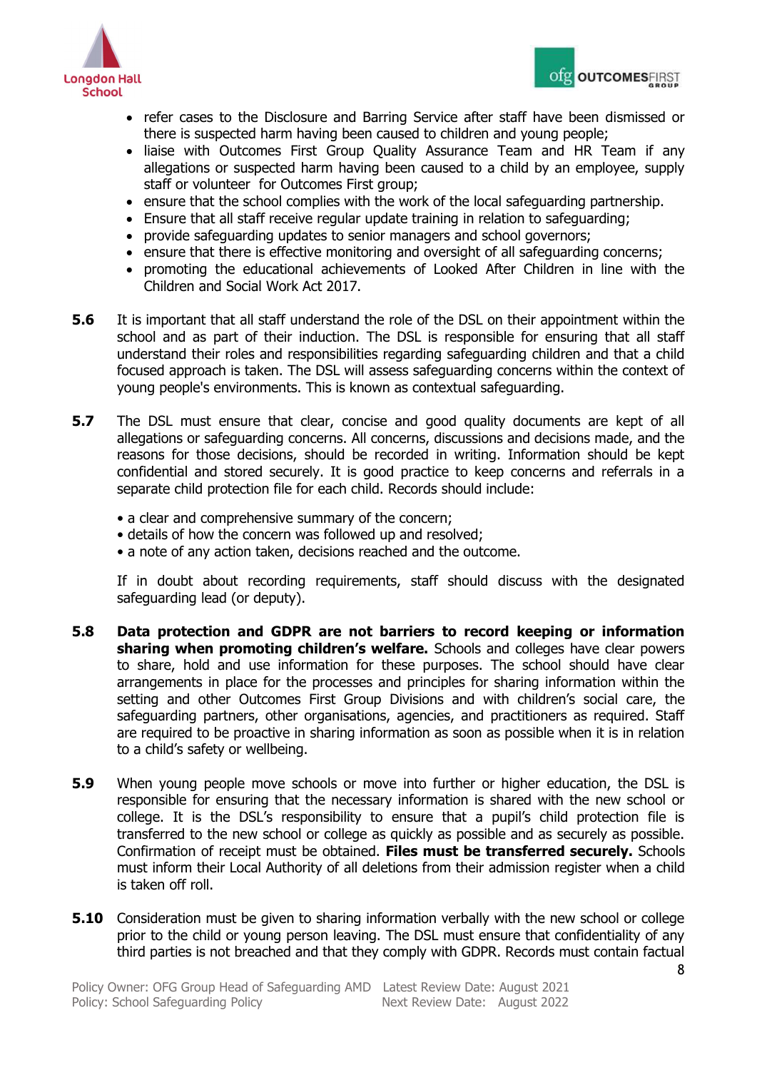- refer cases to the Disclosure and Barring Service after staff have been dismissed or there is suspected harm having been caused to children and young people;
- liaise with Outcomes First Group Quality Assurance Team and HR Team if any allegations or suspected harm having been caused to a child by an employee, supply staff or volunteer for Outcomes First group;
- ensure that the school complies with the work of the local safeguarding partnership.
- Ensure that all staff receive regular update training in relation to safeguarding;
- provide safeguarding updates to senior managers and school governors;
- ensure that there is effective monitoring and oversight of all safeguarding concerns;
- promoting the educational achievements of Looked After Children in line with the Children and Social Work Act 2017.

**5.6** It is important that all staff understand the role of the DSL on their appointment within the school and as part of their induction. The DSL is responsible for ensuring that all staff understand their roles and responsibilities regarding safeguarding children and that a child focused approach is taken. The DSL will assess safeguarding concerns within the context of young people's environments. This is known as contextual safeguarding.

**5.7** The DSL must ensure that clear, concise and good quality documents are kept of all allegations or safeguarding concerns. All concerns, discussions and decisions made, and the reasons for those decisions, should be recorded in writing. Information should be kept confidential and stored securely. It is good practice to keep concerns and referrals in a separate child protection file for each child. Records should include:

- a clear and comprehensive summary of the concern;
- details of how the concern was followed up and resolved;
- a note of any action taken, decisions reached and the outcome.

If in doubt about recording requirements, staff should discuss with the designated safeguarding lead (or deputy).

**5.8** **Data protection and GDPR are not barriers to record keeping or information sharing when promoting children's welfare.** Schools and colleges have clear powers to share, hold and use information for these purposes. The school should have clear arrangements in place for the processes and principles for sharing information within the setting and other Outcomes First Group Divisions and with children's social care, the safeguarding partners, other organisations, agencies, and practitioners as required. Staff are required to be proactive in sharing information as soon as possible when it is in relation to a child's safety or wellbeing.

**5.9** When young people move schools or move into further or higher education, the DSL is responsible for ensuring that the necessary information is shared with the new school or college. It is the DSL's responsibility to ensure that a pupil's child protection file is transferred to the new school or college as quickly as possible and as securely as possible. Confirmation of receipt must be obtained. **Files must be transferred securely.** Schools must inform their Local Authority of all deletions from their admission register when a child is taken off roll.

**5.10** Consideration must be given to sharing information verbally with the new school or college prior to the child or young person leaving. The DSL must ensure that confidentiality of any third parties is not breached and that they comply with GDPR. Records must contain factual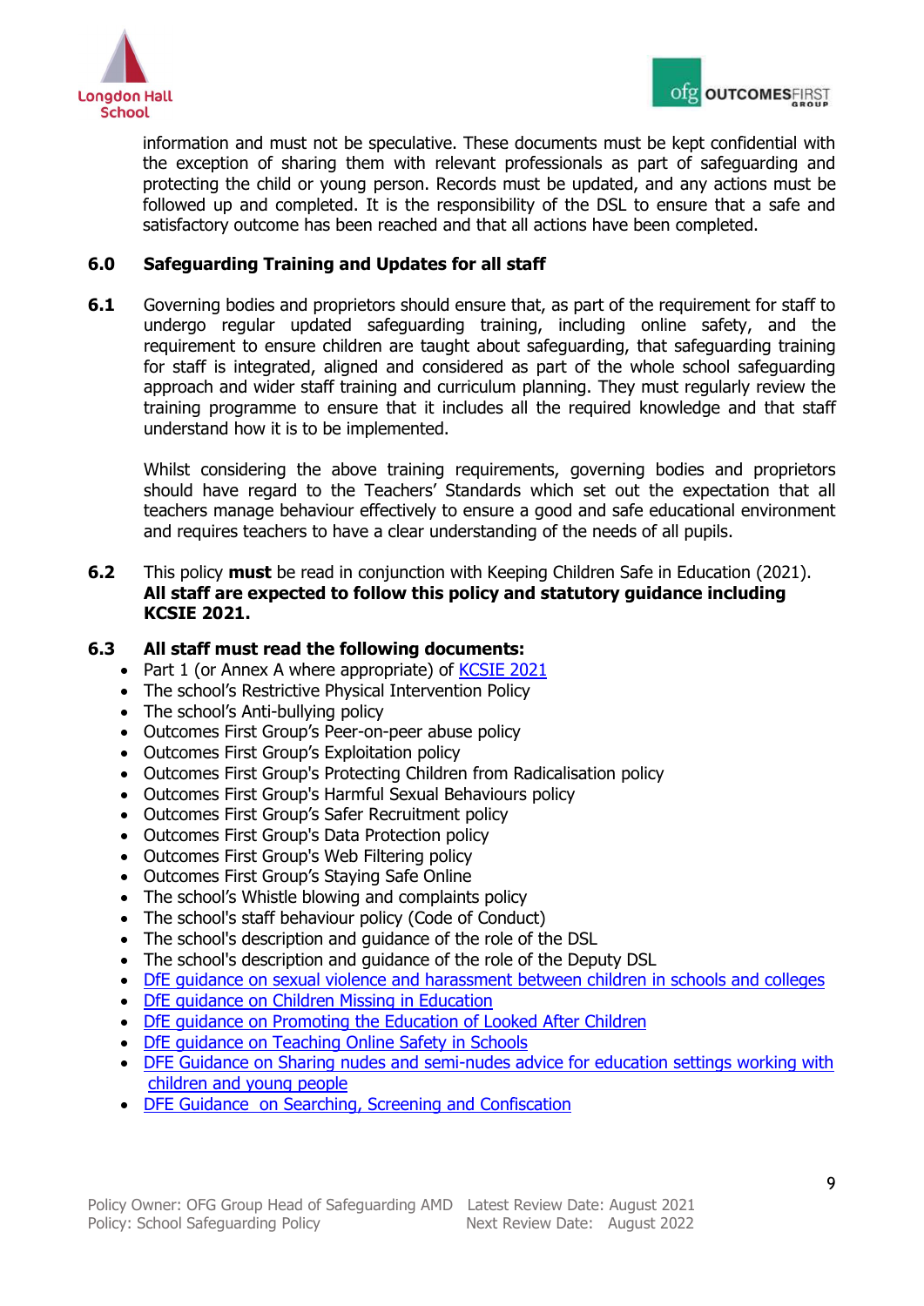information and must not be speculative. These documents must be kept confidential with the exception of sharing them with relevant professionals as part of safeguarding and protecting the child or young person. Records must be updated, and any actions must be followed up and completed. It is the responsibility of the DSL to ensure that a safe and satisfactory outcome has been reached and that all actions have been completed.

## 6.0 Safeguarding Training and Updates for all staff

**6.1** Governing bodies and proprietors should ensure that, as part of the requirement for staff to undergo regular updated safeguarding training, including online safety, and the requirement to ensure children are taught about safeguarding, that safeguarding training for staff is integrated, aligned and considered as part of the whole school safeguarding approach and wider staff training and curriculum planning. They must regularly review the training programme to ensure that it includes all the required knowledge and that staff understand how it is to be implemented.

Whilst considering the above training requirements, governing bodies and proprietors should have regard to the Teachers' Standards which set out the expectation that all teachers manage behaviour effectively to ensure a good and safe educational environment and requires teachers to have a clear understanding of the needs of all pupils.

**6.2** This policy **must** be read in conjunction with Keeping Children Safe in Education (2021). **All staff are expected to follow this policy and statutory guidance including KCSIE 2021.**

**6.3 All staff must read the following documents:**

- Part 1 (or Annex A where appropriate) of KCSIE 2021
- The school's Restrictive Physical Intervention Policy
- The school's Anti-bullying policy
- Outcomes First Group's Peer-on-peer abuse policy
- Outcomes First Group's Exploitation policy
- Outcomes First Group's Protecting Children from Radicalisation policy
- Outcomes First Group's Harmful Sexual Behaviours policy
- Outcomes First Group's Safer Recruitment policy
- Outcomes First Group's Data Protection policy
- Outcomes First Group's Web Filtering policy
- Outcomes First Group's Staying Safe Online
- The school's Whistle blowing and complaints policy
- The school's staff behaviour policy (Code of Conduct)
- The school's description and guidance of the role of the DSL
- The school's description and guidance of the role of the Deputy DSL
- DfE guidance on sexual violence and harassment between children in schools and colleges
- DfE guidance on Children Missing in Education
- DfE guidance on Promoting the Education of Looked After Children
- DfE guidance on Teaching Online Safety in Schools
- DFE Guidance on Sharing nudes and semi-nudes advice for education settings working with children and young people
- DFE Guidance on Searching, Screening and Confiscation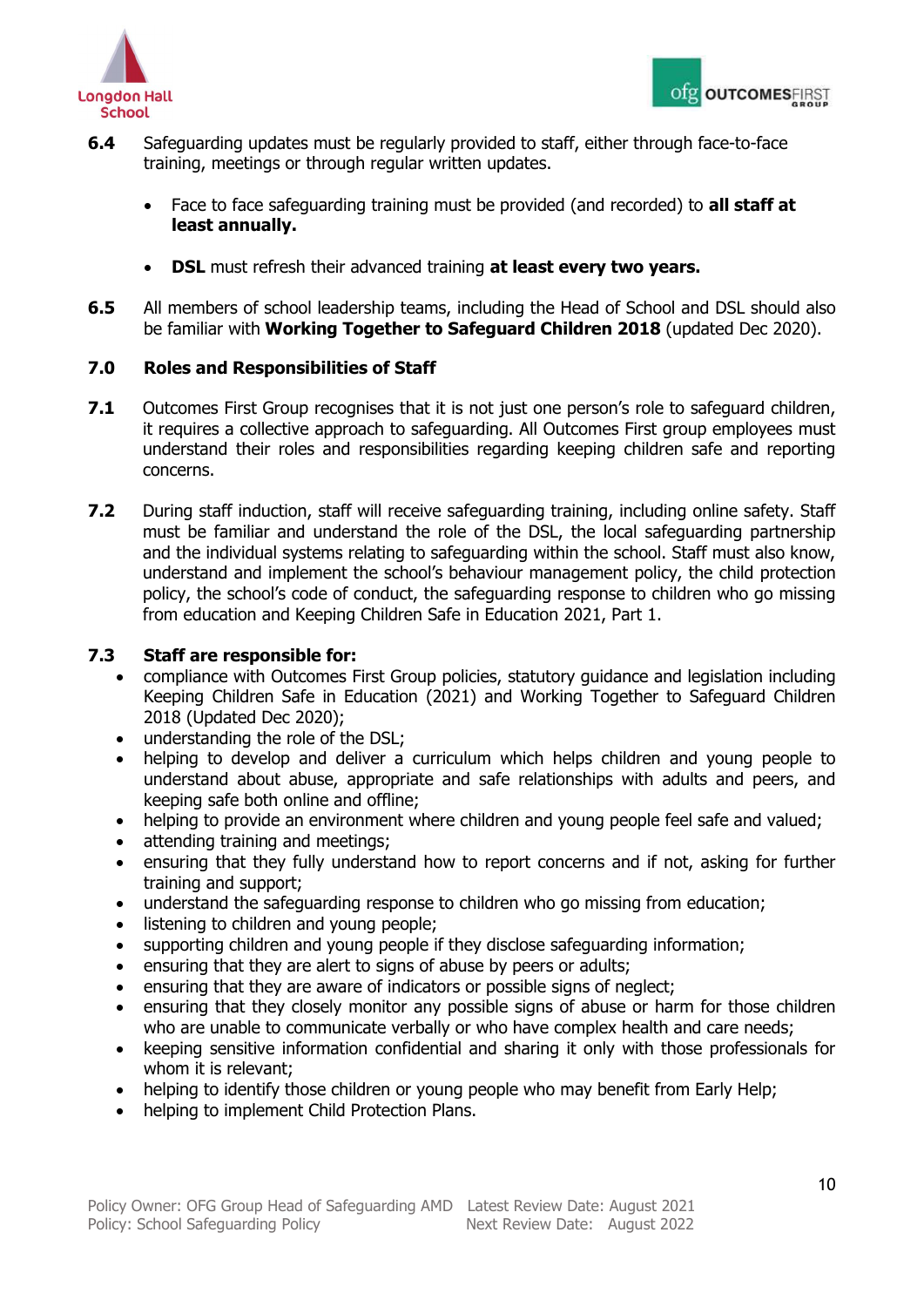**6.4** Safeguarding updates must be regularly provided to staff, either through face-to-face training, meetings or through regular written updates.

- Face to face safeguarding training must be provided (and recorded) to **all staff at least annually.**
- **DSL** must refresh their advanced training **at least every two years.**

**6.5** All members of school leadership teams, including the Head of School and DSL should also be familiar with **Working Together to Safeguard Children 2018** (updated Dec 2020).

## 7.0 Roles and Responsibilities of Staff

**7.1** Outcomes First Group recognises that it is not just one person's role to safeguard children, it requires a collective approach to safeguarding. All Outcomes First group employees must understand their roles and responsibilities regarding keeping children safe and reporting concerns.

**7.2** During staff induction, staff will receive safeguarding training, including online safety. Staff must be familiar and understand the role of the DSL, the local safeguarding partnership and the individual systems relating to safeguarding within the school. Staff must also know, understand and implement the school's behaviour management policy, the child protection policy, the school's code of conduct, the safeguarding response to children who go missing from education and Keeping Children Safe in Education 2021, Part 1.

**7.3 Staff are responsible for:**

- compliance with Outcomes First Group policies, statutory guidance and legislation including Keeping Children Safe in Education (2021) and Working Together to Safeguard Children 2018 (Updated Dec 2020);
- understanding the role of the DSL;
- helping to develop and deliver a curriculum which helps children and young people to understand about abuse, appropriate and safe relationships with adults and peers, and keeping safe both online and offline;
- helping to provide an environment where children and young people feel safe and valued;
- attending training and meetings;
- ensuring that they fully understand how to report concerns and if not, asking for further training and support;
- understand the safeguarding response to children who go missing from education;
- listening to children and young people;
- supporting children and young people if they disclose safeguarding information;
- ensuring that they are alert to signs of abuse by peers or adults;
- ensuring that they are aware of indicators or possible signs of neglect;
- ensuring that they closely monitor any possible signs of abuse or harm for those children who are unable to communicate verbally or who have complex health and care needs;
- keeping sensitive information confidential and sharing it only with those professionals for whom it is relevant;
- helping to identify those children or young people who may benefit from Early Help;
- helping to implement Child Protection Plans.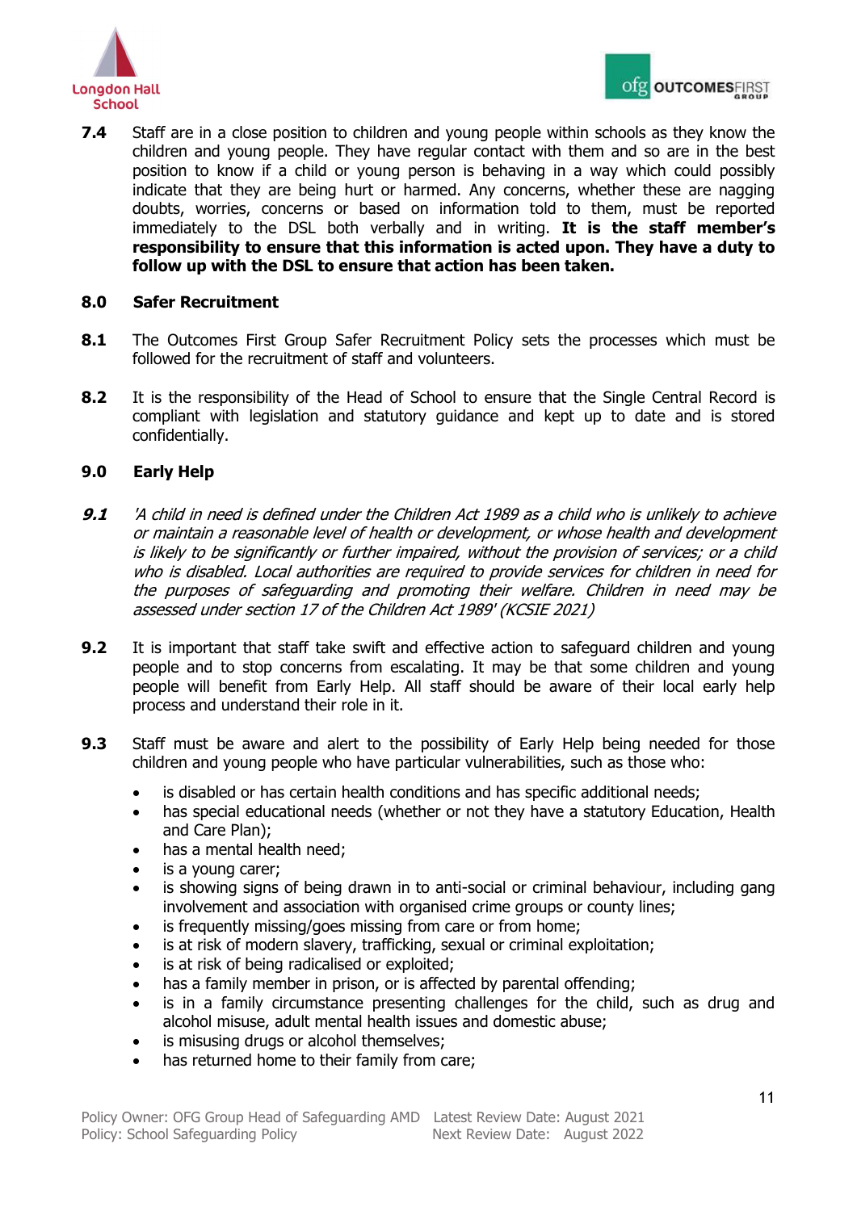**7.4** Staff are in a close position to children and young people within schools as they know the children and young people. They have regular contact with them and so are in the best position to know if a child or young person is behaving in a way which could possibly indicate that they are being hurt or harmed. Any concerns, whether these are nagging doubts, worries, concerns or based on information told to them, must be reported immediately to the DSL both verbally and in writing. **It is the staff member's responsibility to ensure that this information is acted upon. They have a duty to follow up with the DSL to ensure that action has been taken.**

## 8.0 Safer Recruitment

**8.1** The Outcomes First Group Safer Recruitment Policy sets the processes which must be followed for the recruitment of staff and volunteers.

**8.2** It is the responsibility of the Head of School to ensure that the Single Central Record is compliant with legislation and statutory guidance and kept up to date and is stored confidentially.

## 9.0 Early Help

***9.1*** *'A child in need is defined under the Children Act 1989 as a child who is unlikely to achieve or maintain a reasonable level of health or development, or whose health and development is likely to be significantly or further impaired, without the provision of services; or a child who is disabled. Local authorities are required to provide services for children in need for the purposes of safeguarding and promoting their welfare. Children in need may be assessed under section 17 of the Children Act 1989' (KCSIE 2021)*

**9.2** It is important that staff take swift and effective action to safeguard children and young people and to stop concerns from escalating. It may be that some children and young people will benefit from Early Help. All staff should be aware of their local early help process and understand their role in it.

**9.3** Staff must be aware and alert to the possibility of Early Help being needed for those children and young people who have particular vulnerabilities, such as those who:

- is disabled or has certain health conditions and has specific additional needs;
- has special educational needs (whether or not they have a statutory Education, Health and Care Plan);
- has a mental health need;
- is a young carer;
- is showing signs of being drawn in to anti-social or criminal behaviour, including gang involvement and association with organised crime groups or county lines;
- is frequently missing/goes missing from care or from home;
- is at risk of modern slavery, trafficking, sexual or criminal exploitation;
- is at risk of being radicalised or exploited;
- has a family member in prison, or is affected by parental offending;
- is in a family circumstance presenting challenges for the child, such as drug and alcohol misuse, adult mental health issues and domestic abuse;
- is misusing drugs or alcohol themselves;
- has returned home to their family from care;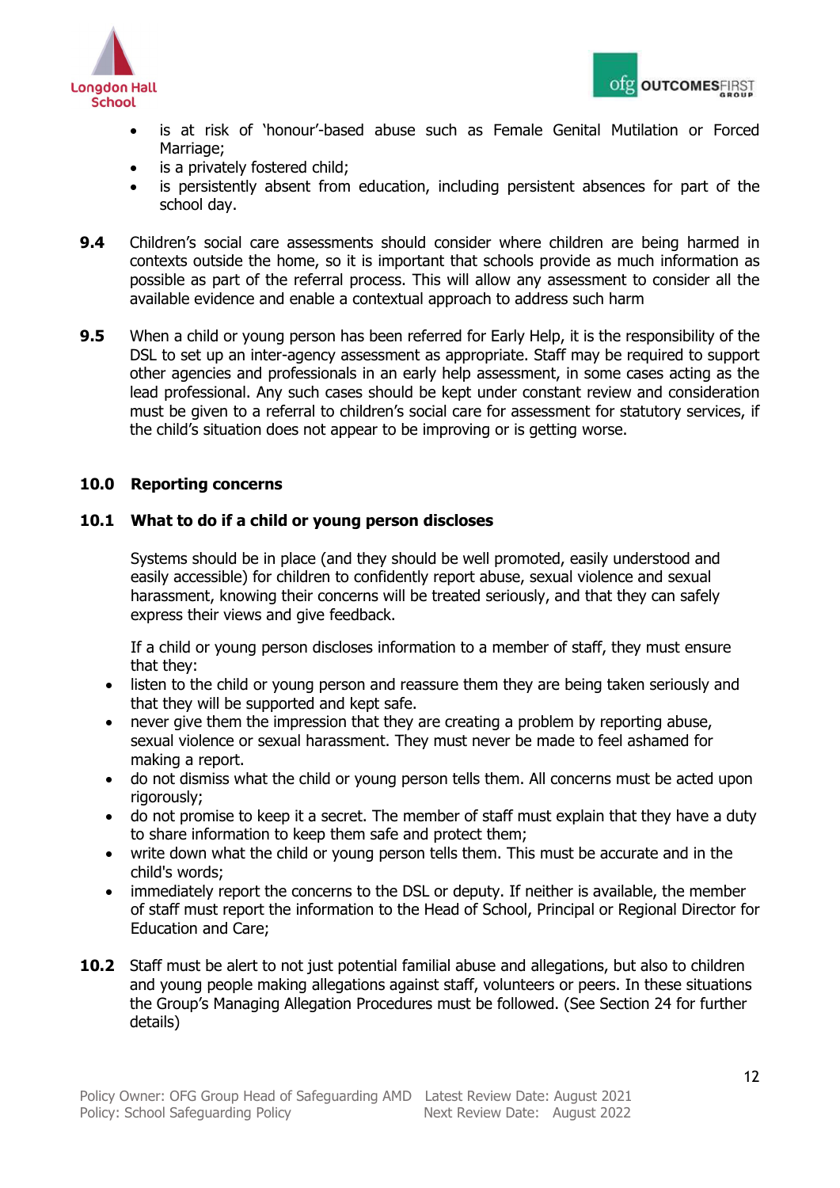- is at risk of 'honour'-based abuse such as Female Genital Mutilation or Forced Marriage;
- is a privately fostered child;
- is persistently absent from education, including persistent absences for part of the school day.

**9.4** Children's social care assessments should consider where children are being harmed in contexts outside the home, so it is important that schools provide as much information as possible as part of the referral process. This will allow any assessment to consider all the available evidence and enable a contextual approach to address such harm

**9.5** When a child or young person has been referred for Early Help, it is the responsibility of the DSL to set up an inter-agency assessment as appropriate. Staff may be required to support other agencies and professionals in an early help assessment, in some cases acting as the lead professional. Any such cases should be kept under constant review and consideration must be given to a referral to children's social care for assessment for statutory services, if the child's situation does not appear to be improving or is getting worse.

## 10.0 Reporting concerns

### 10.1 What to do if a child or young person discloses

Systems should be in place (and they should be well promoted, easily understood and easily accessible) for children to confidently report abuse, sexual violence and sexual harassment, knowing their concerns will be treated seriously, and that they can safely express their views and give feedback.

If a child or young person discloses information to a member of staff, they must ensure that they:

- listen to the child or young person and reassure them they are being taken seriously and that they will be supported and kept safe.
- never give them the impression that they are creating a problem by reporting abuse, sexual violence or sexual harassment. They must never be made to feel ashamed for making a report.
- do not dismiss what the child or young person tells them. All concerns must be acted upon rigorously;
- do not promise to keep it a secret. The member of staff must explain that they have a duty to share information to keep them safe and protect them;
- write down what the child or young person tells them. This must be accurate and in the child's words;
- immediately report the concerns to the DSL or deputy. If neither is available, the member of staff must report the information to the Head of School, Principal or Regional Director for Education and Care;

**10.2** Staff must be alert to not just potential familial abuse and allegations, but also to children and young people making allegations against staff, volunteers or peers. In these situations the Group's Managing Allegation Procedures must be followed. (See Section 24 for further details)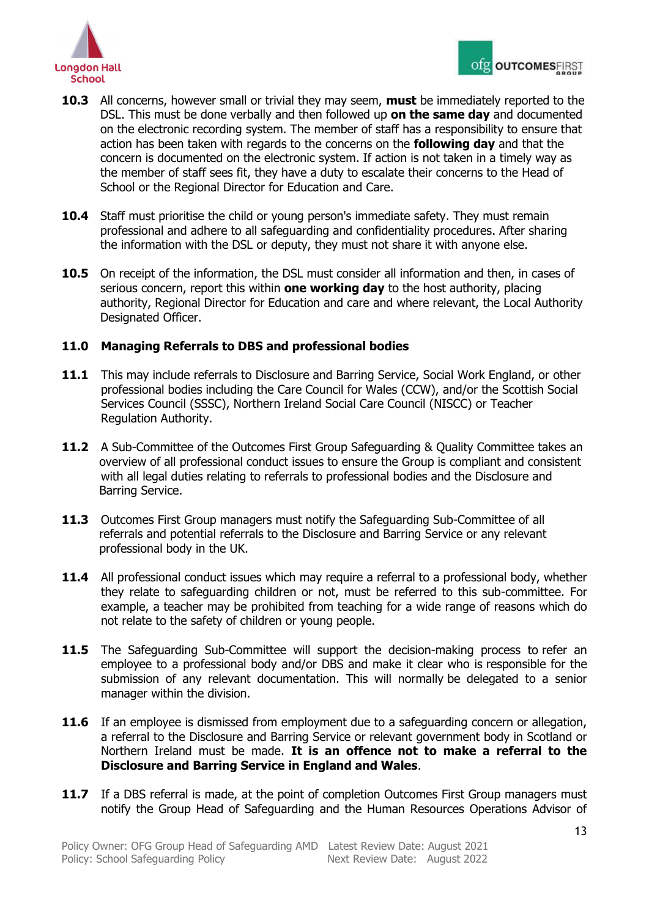**10.3** All concerns, however small or trivial they may seem, **must** be immediately reported to the DSL. This must be done verbally and then followed up **on the same day** and documented on the electronic recording system. The member of staff has a responsibility to ensure that action has been taken with regards to the concerns on the **following day** and that the concern is documented on the electronic system. If action is not taken in a timely way as the member of staff sees fit, they have a duty to escalate their concerns to the Head of School or the Regional Director for Education and Care.

**10.4** Staff must prioritise the child or young person's immediate safety. They must remain professional and adhere to all safeguarding and confidentiality procedures. After sharing the information with the DSL or deputy, they must not share it with anyone else.

**10.5** On receipt of the information, the DSL must consider all information and then, in cases of serious concern, report this within **one working day** to the host authority, placing authority, Regional Director for Education and care and where relevant, the Local Authority Designated Officer.

## 11.0 Managing Referrals to DBS and professional bodies

**11.1** This may include referrals to Disclosure and Barring Service, Social Work England, or other professional bodies including the Care Council for Wales (CCW), and/or the Scottish Social Services Council (SSSC), Northern Ireland Social Care Council (NISCC) or Teacher Regulation Authority.

**11.2** A Sub-Committee of the Outcomes First Group Safeguarding & Quality Committee takes an overview of all professional conduct issues to ensure the Group is compliant and consistent with all legal duties relating to referrals to professional bodies and the Disclosure and Barring Service.

**11.3** Outcomes First Group managers must notify the Safeguarding Sub-Committee of all referrals and potential referrals to the Disclosure and Barring Service or any relevant professional body in the UK.

**11.4** All professional conduct issues which may require a referral to a professional body, whether they relate to safeguarding children or not, must be referred to this sub-committee. For example, a teacher may be prohibited from teaching for a wide range of reasons which do not relate to the safety of children or young people.

**11.5** The Safeguarding Sub-Committee will support the decision-making process to refer an employee to a professional body and/or DBS and make it clear who is responsible for the submission of any relevant documentation. This will normally be delegated to a senior manager within the division.

**11.6** If an employee is dismissed from employment due to a safeguarding concern or allegation, a referral to the Disclosure and Barring Service or relevant government body in Scotland or Northern Ireland must be made. **It is an offence not to make a referral to the Disclosure and Barring Service in England and Wales**.

**11.7** If a DBS referral is made, at the point of completion Outcomes First Group managers must notify the Group Head of Safeguarding and the Human Resources Operations Advisor of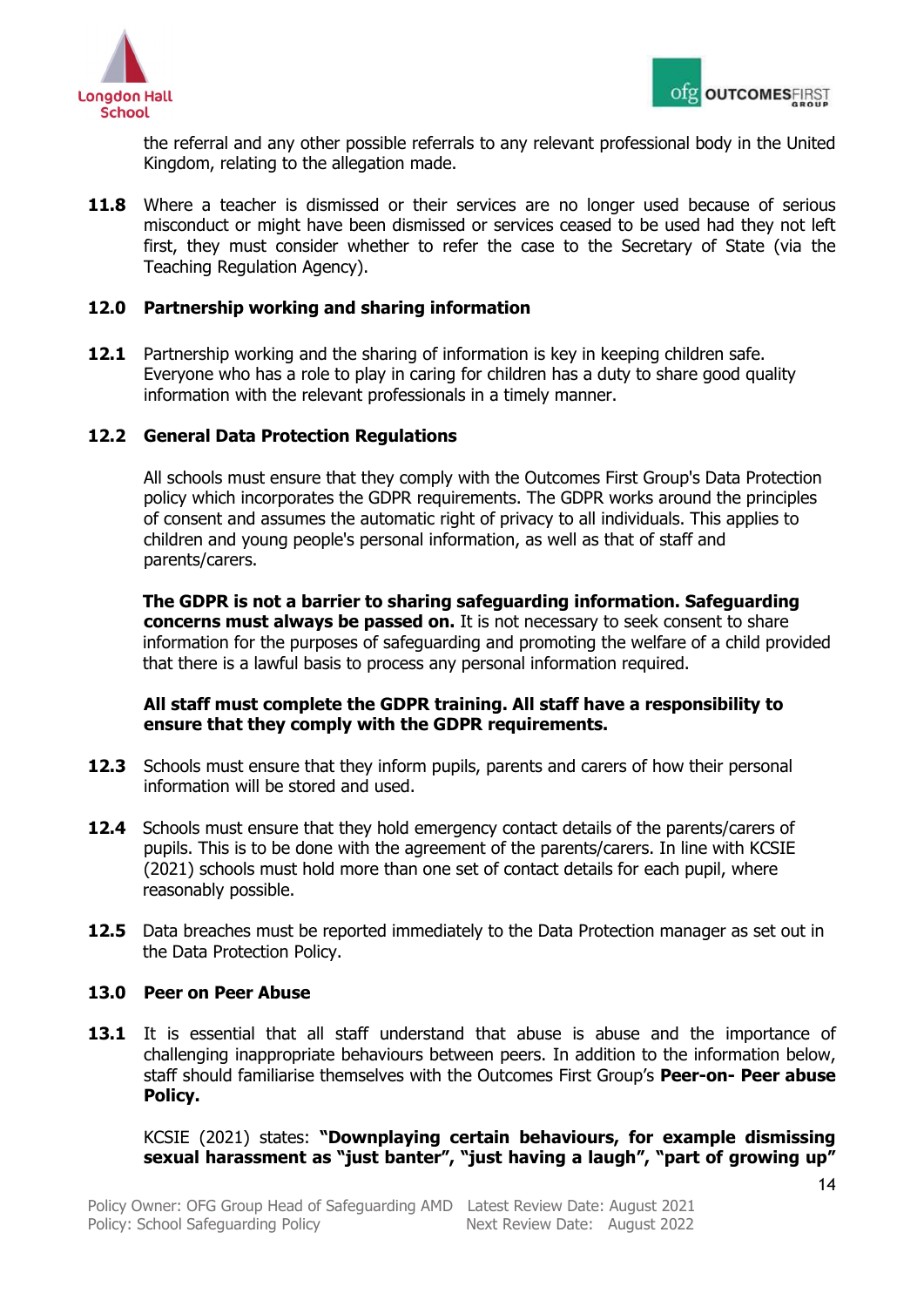the referral and any other possible referrals to any relevant professional body in the United Kingdom, relating to the allegation made.

**11.8** Where a teacher is dismissed or their services are no longer used because of serious misconduct or might have been dismissed or services ceased to be used had they not left first, they must consider whether to refer the case to the Secretary of State (via the Teaching Regulation Agency).

## 12.0 Partnership working and sharing information

**12.1** Partnership working and the sharing of information is key in keeping children safe. Everyone who has a role to play in caring for children has a duty to share good quality information with the relevant professionals in a timely manner.

### 12.2 General Data Protection Regulations

All schools must ensure that they comply with the Outcomes First Group's Data Protection policy which incorporates the GDPR requirements. The GDPR works around the principles of consent and assumes the automatic right of privacy to all individuals. This applies to children and young people's personal information, as well as that of staff and parents/carers.

**The GDPR is not a barrier to sharing safeguarding information. Safeguarding concerns must always be passed on.** It is not necessary to seek consent to share information for the purposes of safeguarding and promoting the welfare of a child provided that there is a lawful basis to process any personal information required.

**All staff must complete the GDPR training. All staff have a responsibility to ensure that they comply with the GDPR requirements.**

**12.3** Schools must ensure that they inform pupils, parents and carers of how their personal information will be stored and used.

**12.4** Schools must ensure that they hold emergency contact details of the parents/carers of pupils. This is to be done with the agreement of the parents/carers. In line with KCSIE (2021) schools must hold more than one set of contact details for each pupil, where reasonably possible.

**12.5** Data breaches must be reported immediately to the Data Protection manager as set out in the Data Protection Policy.

## 13.0 Peer on Peer Abuse

**13.1** It is essential that all staff understand that abuse is abuse and the importance of challenging inappropriate behaviours between peers. In addition to the information below, staff should familiarise themselves with the Outcomes First Group's **Peer-on- Peer abuse Policy.**

KCSIE (2021) states: **"Downplaying certain behaviours, for example dismissing sexual harassment as "just banter", "just having a laugh", "part of growing up"**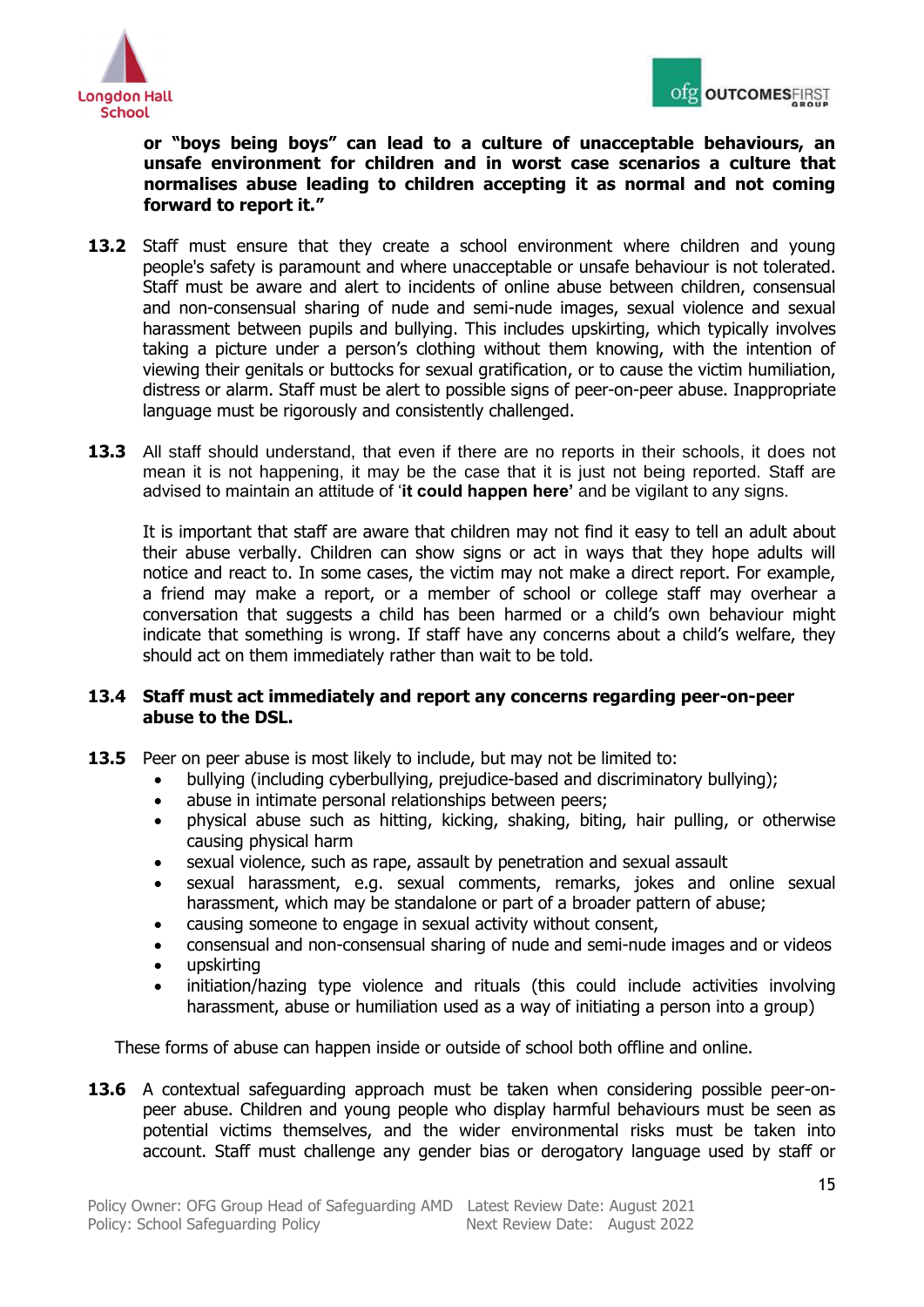**or "boys being boys" can lead to a culture of unacceptable behaviours, an unsafe environment for children and in worst case scenarios a culture that normalises abuse leading to children accepting it as normal and not coming forward to report it."**

**13.2** Staff must ensure that they create a school environment where children and young people's safety is paramount and where unacceptable or unsafe behaviour is not tolerated. Staff must be aware and alert to incidents of online abuse between children, consensual and non-consensual sharing of nude and semi-nude images, sexual violence and sexual harassment between pupils and bullying. This includes upskirting, which typically involves taking a picture under a person's clothing without them knowing, with the intention of viewing their genitals or buttocks for sexual gratification, or to cause the victim humiliation, distress or alarm. Staff must be alert to possible signs of peer-on-peer abuse. Inappropriate language must be rigorously and consistently challenged.

**13.3** All staff should understand, that even if there are no reports in their schools, it does not mean it is not happening, it may be the case that it is just not being reported. Staff are advised to maintain an attitude of '**it could happen here**' and be vigilant to any signs.

It is important that staff are aware that children may not find it easy to tell an adult about their abuse verbally. Children can show signs or act in ways that they hope adults will notice and react to. In some cases, the victim may not make a direct report. For example, a friend may make a report, or a member of school or college staff may overhear a conversation that suggests a child has been harmed or a child's own behaviour might indicate that something is wrong. If staff have any concerns about a child's welfare, they should act on them immediately rather than wait to be told.

**13.4 Staff must act immediately and report any concerns regarding peer-on-peer abuse to the DSL.**

**13.5** Peer on peer abuse is most likely to include, but may not be limited to:

- bullying (including cyberbullying, prejudice-based and discriminatory bullying);
- abuse in intimate personal relationships between peers;
- physical abuse such as hitting, kicking, shaking, biting, hair pulling, or otherwise causing physical harm
- sexual violence, such as rape, assault by penetration and sexual assault
- sexual harassment, e.g. sexual comments, remarks, jokes and online sexual harassment, which may be standalone or part of a broader pattern of abuse;
- causing someone to engage in sexual activity without consent,
- consensual and non-consensual sharing of nude and semi-nude images and or videos
- upskirting
- initiation/hazing type violence and rituals (this could include activities involving harassment, abuse or humiliation used as a way of initiating a person into a group)

These forms of abuse can happen inside or outside of school both offline and online.

**13.6** A contextual safeguarding approach must be taken when considering possible peer-on-peer abuse. Children and young people who display harmful behaviours must be seen as potential victims themselves, and the wider environmental risks must be taken into account. Staff must challenge any gender bias or derogatory language used by staff or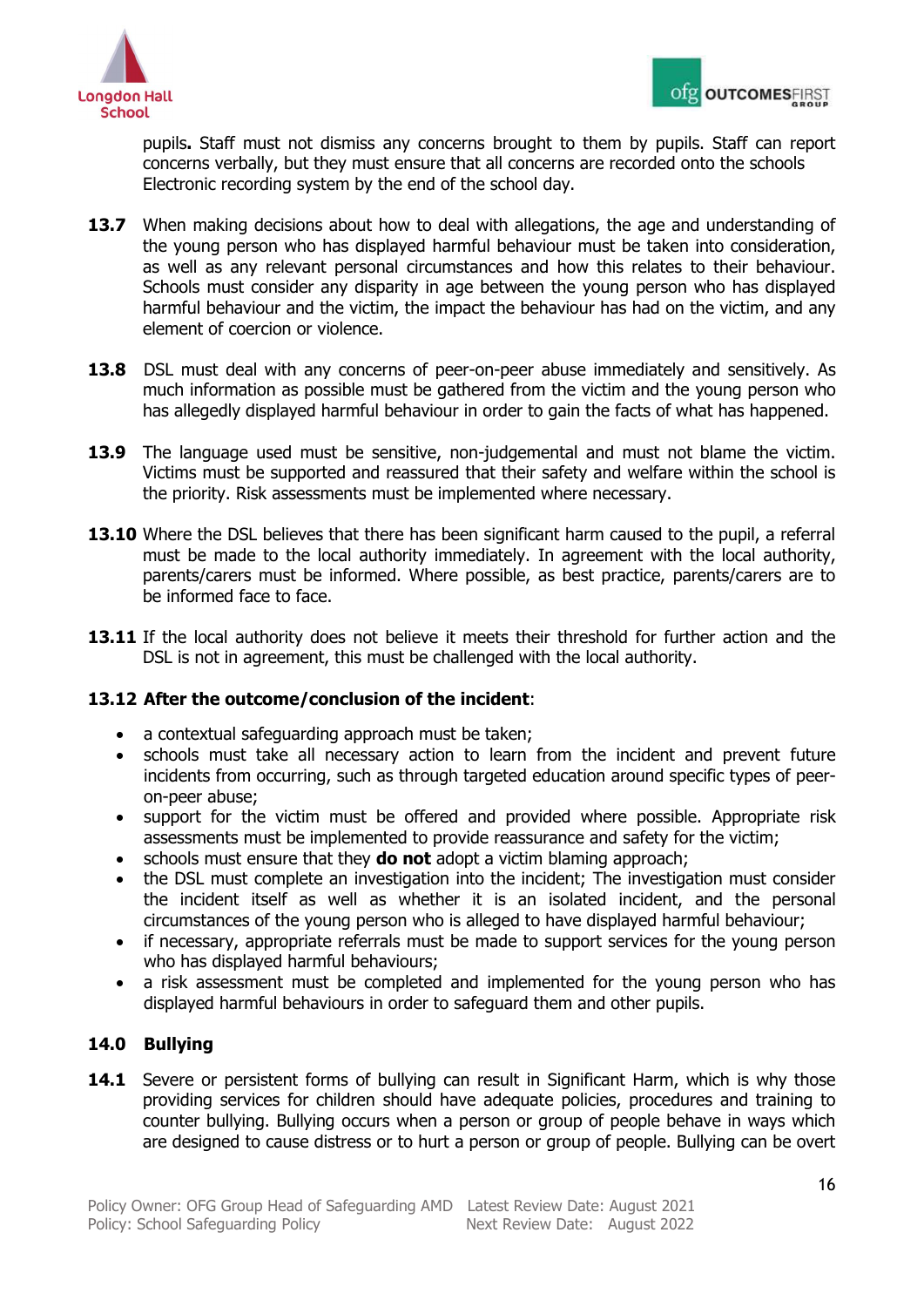pupils**.** Staff must not dismiss any concerns brought to them by pupils. Staff can report concerns verbally, but they must ensure that all concerns are recorded onto the schools Electronic recording system by the end of the school day.

**13.7** When making decisions about how to deal with allegations, the age and understanding of the young person who has displayed harmful behaviour must be taken into consideration, as well as any relevant personal circumstances and how this relates to their behaviour. Schools must consider any disparity in age between the young person who has displayed harmful behaviour and the victim, the impact the behaviour has had on the victim, and any element of coercion or violence.

**13.8** DSL must deal with any concerns of peer-on-peer abuse immediately and sensitively. As much information as possible must be gathered from the victim and the young person who has allegedly displayed harmful behaviour in order to gain the facts of what has happened.

**13.9** The language used must be sensitive, non-judgemental and must not blame the victim. Victims must be supported and reassured that their safety and welfare within the school is the priority. Risk assessments must be implemented where necessary.

**13.10** Where the DSL believes that there has been significant harm caused to the pupil, a referral must be made to the local authority immediately. In agreement with the local authority, parents/carers must be informed. Where possible, as best practice, parents/carers are to be informed face to face.

**13.11** If the local authority does not believe it meets their threshold for further action and the DSL is not in agreement, this must be challenged with the local authority.

**13.12 After the outcome/conclusion of the incident**:

- a contextual safeguarding approach must be taken;
- schools must take all necessary action to learn from the incident and prevent future incidents from occurring, such as through targeted education around specific types of peer-on-peer abuse;
- support for the victim must be offered and provided where possible. Appropriate risk assessments must be implemented to provide reassurance and safety for the victim;
- schools must ensure that they **do not** adopt a victim blaming approach;
- the DSL must complete an investigation into the incident; The investigation must consider the incident itself as well as whether it is an isolated incident, and the personal circumstances of the young person who is alleged to have displayed harmful behaviour;
- if necessary, appropriate referrals must be made to support services for the young person who has displayed harmful behaviours;
- a risk assessment must be completed and implemented for the young person who has displayed harmful behaviours in order to safeguard them and other pupils.

## 14.0 Bullying

**14.1** Severe or persistent forms of bullying can result in Significant Harm, which is why those providing services for children should have adequate policies, procedures and training to counter bullying. Bullying occurs when a person or group of people behave in ways which are designed to cause distress or to hurt a person or group of people. Bullying can be overt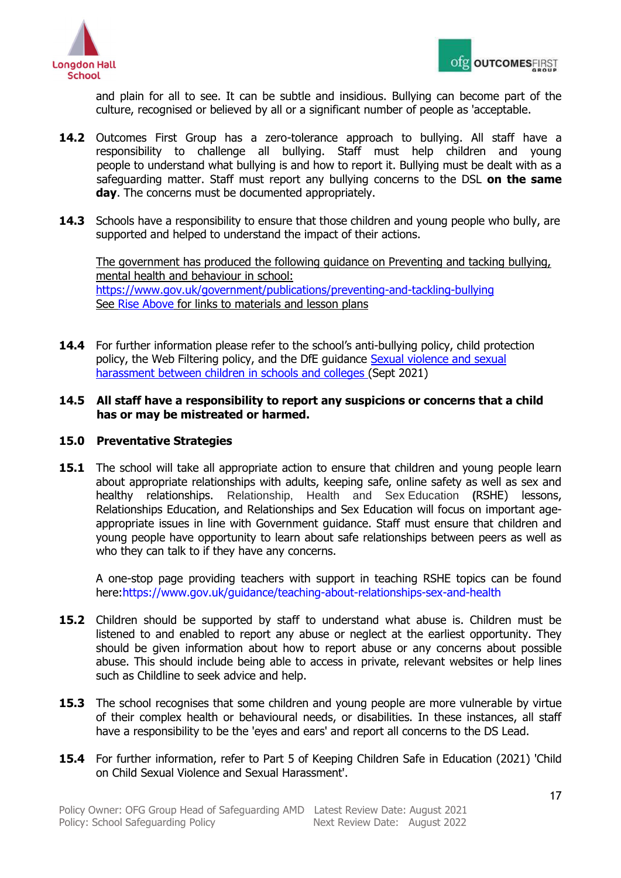and plain for all to see. It can be subtle and insidious. Bullying can become part of the culture, recognised or believed by all or a significant number of people as 'acceptable.

**14.2** Outcomes First Group has a zero-tolerance approach to bullying. All staff have a responsibility to challenge all bullying. Staff must help children and young people to understand what bullying is and how to report it. Bullying must be dealt with as a safeguarding matter. Staff must report any bullying concerns to the DSL **on the same day**. The concerns must be documented appropriately.

**14.3** Schools have a responsibility to ensure that those children and young people who bully, are supported and helped to understand the impact of their actions.

The government has produced the following guidance on Preventing and tacking bullying, mental health and behaviour in school:
https://www.gov.uk/government/publications/preventing-and-tackling-bullying
See Rise Above for links to materials and lesson plans

**14.4** For further information please refer to the school's anti-bullying policy, child protection policy, the Web Filtering policy, and the DfE guidance Sexual violence and sexual harassment between children in schools and colleges (Sept 2021)

**14.5 All staff have a responsibility to report any suspicions or concerns that a child has or may be mistreated or harmed.**

## 15.0 Preventative Strategies

**15.1** The school will take all appropriate action to ensure that children and young people learn about appropriate relationships with adults, keeping safe, online safety as well as sex and healthy relationships. Relationship, Health and Sex Education (RSHE) lessons, Relationships Education, and Relationships and Sex Education will focus on important age-appropriate issues in line with Government guidance. Staff must ensure that children and young people have opportunity to learn about safe relationships between peers as well as who they can talk to if they have any concerns.

A one-stop page providing teachers with support in teaching RSHE topics can be found here:https://www.gov.uk/guidance/teaching-about-relationships-sex-and-health

**15.2** Children should be supported by staff to understand what abuse is. Children must be listened to and enabled to report any abuse or neglect at the earliest opportunity. They should be given information about how to report abuse or any concerns about possible abuse. This should include being able to access in private, relevant websites or help lines such as Childline to seek advice and help.

**15.3** The school recognises that some children and young people are more vulnerable by virtue of their complex health or behavioural needs, or disabilities. In these instances, all staff have a responsibility to be the 'eyes and ears' and report all concerns to the DS Lead.

**15.4** For further information, refer to Part 5 of Keeping Children Safe in Education (2021) 'Child on Child Sexual Violence and Sexual Harassment'.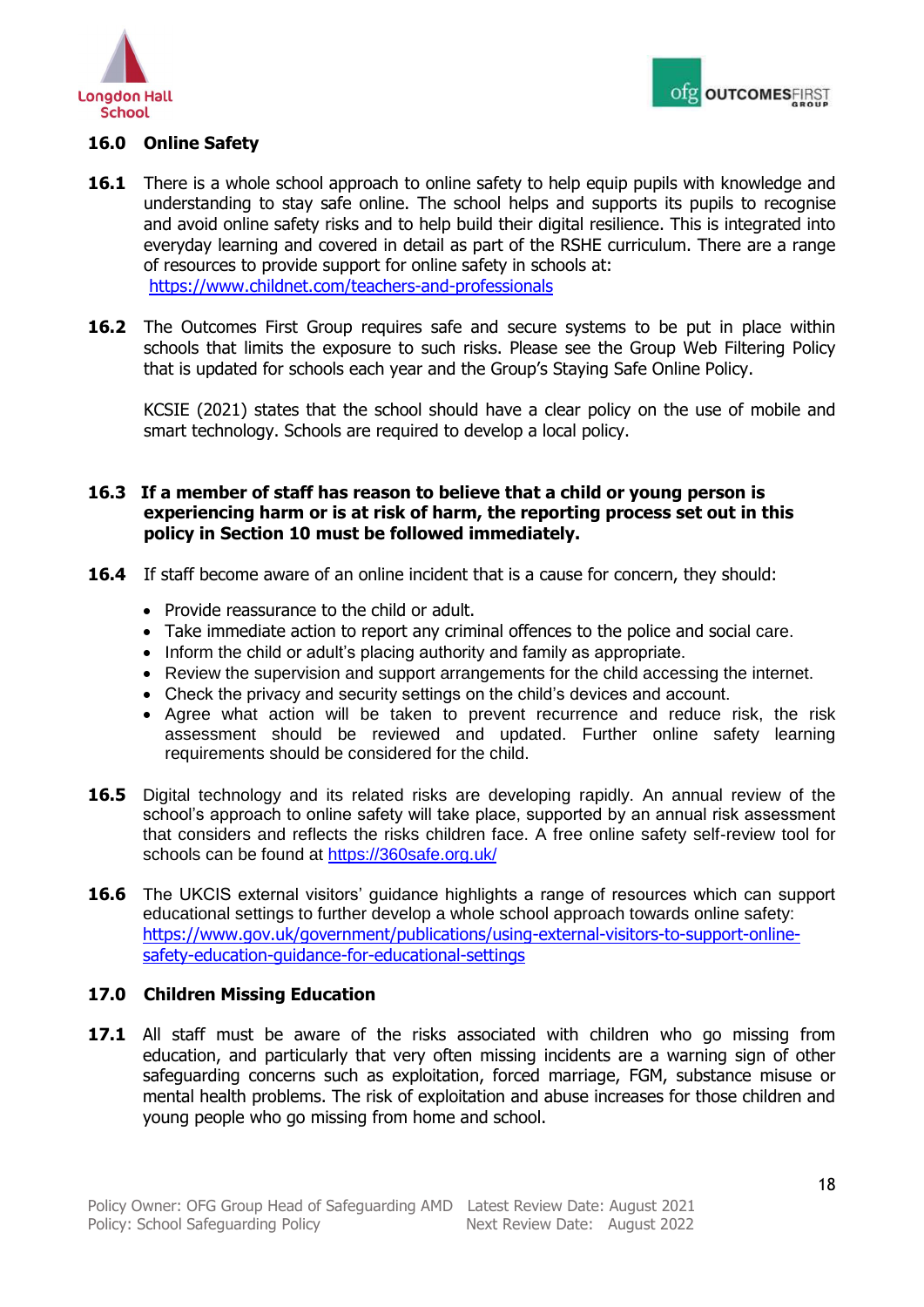## 16.0 Online Safety

**16.1** There is a whole school approach to online safety to help equip pupils with knowledge and understanding to stay safe online. The school helps and supports its pupils to recognise and avoid online safety risks and to help build their digital resilience. This is integrated into everyday learning and covered in detail as part of the RSHE curriculum. There are a range of resources to provide support for online safety in schools at: https://www.childnet.com/teachers-and-professionals

**16.2** The Outcomes First Group requires safe and secure systems to be put in place within schools that limits the exposure to such risks. Please see the Group Web Filtering Policy that is updated for schools each year and the Group's Staying Safe Online Policy.

KCSIE (2021) states that the school should have a clear policy on the use of mobile and smart technology. Schools are required to develop a local policy.

**16.3 If a member of staff has reason to believe that a child or young person is experiencing harm or is at risk of harm, the reporting process set out in this policy in Section 10 must be followed immediately.**

**16.4** If staff become aware of an online incident that is a cause for concern, they should:

- Provide reassurance to the child or adult.
- Take immediate action to report any criminal offences to the police and social care.
- Inform the child or adult's placing authority and family as appropriate.
- Review the supervision and support arrangements for the child accessing the internet.
- Check the privacy and security settings on the child's devices and account.
- Agree what action will be taken to prevent recurrence and reduce risk, the risk assessment should be reviewed and updated. Further online safety learning requirements should be considered for the child.

**16.5** Digital technology and its related risks are developing rapidly. An annual review of the school's approach to online safety will take place, supported by an annual risk assessment that considers and reflects the risks children face. A free online safety self-review tool for schools can be found at https://360safe.org.uk/

**16.6** The UKCIS external visitors' guidance highlights a range of resources which can support educational settings to further develop a whole school approach towards online safety: https://www.gov.uk/government/publications/using-external-visitors-to-support-online-safety-education-guidance-for-educational-settings

## 17.0 Children Missing Education

**17.1** All staff must be aware of the risks associated with children who go missing from education, and particularly that very often missing incidents are a warning sign of other safeguarding concerns such as exploitation, forced marriage, FGM, substance misuse or mental health problems. The risk of exploitation and abuse increases for those children and young people who go missing from home and school.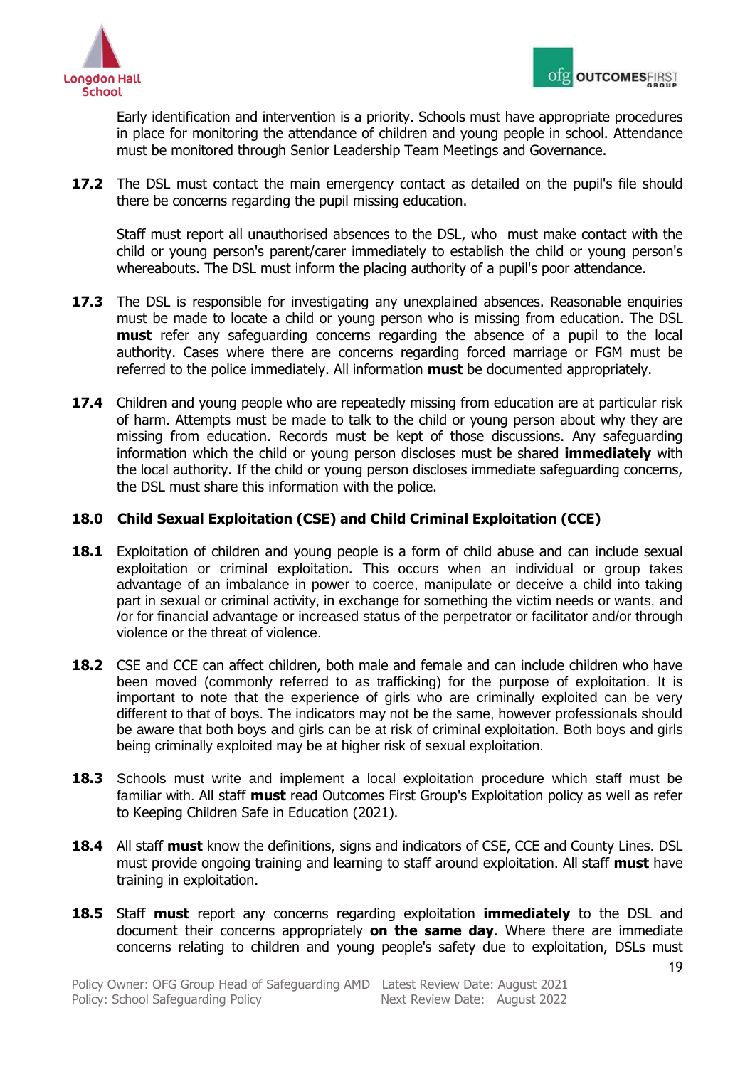Early identification and intervention is a priority. Schools must have appropriate procedures in place for monitoring the attendance of children and young people in school. Attendance must be monitored through Senior Leadership Team Meetings and Governance.

**17.2** The DSL must contact the main emergency contact as detailed on the pupil's file should there be concerns regarding the pupil missing education.

Staff must report all unauthorised absences to the DSL, who must make contact with the child or young person's parent/carer immediately to establish the child or young person's whereabouts. The DSL must inform the placing authority of a pupil's poor attendance.

**17.3** The DSL is responsible for investigating any unexplained absences. Reasonable enquiries must be made to locate a child or young person who is missing from education. The DSL **must** refer any safeguarding concerns regarding the absence of a pupil to the local authority. Cases where there are concerns regarding forced marriage or FGM must be referred to the police immediately. All information **must** be documented appropriately.

**17.4** Children and young people who are repeatedly missing from education are at particular risk of harm. Attempts must be made to talk to the child or young person about why they are missing from education. Records must be kept of those discussions. Any safeguarding information which the child or young person discloses must be shared **immediately** with the local authority. If the child or young person discloses immediate safeguarding concerns, the DSL must share this information with the police.

## 18.0 Child Sexual Exploitation (CSE) and Child Criminal Exploitation (CCE)

**18.1** Exploitation of children and young people is a form of child abuse and can include sexual exploitation or criminal exploitation. This occurs when an individual or group takes advantage of an imbalance in power to coerce, manipulate or deceive a child into taking part in sexual or criminal activity, in exchange for something the victim needs or wants, and /or for financial advantage or increased status of the perpetrator or facilitator and/or through violence or the threat of violence.

**18.2** CSE and CCE can affect children, both male and female and can include children who have been moved (commonly referred to as trafficking) for the purpose of exploitation. It is important to note that the experience of girls who are criminally exploited can be very different to that of boys. The indicators may not be the same, however professionals should be aware that both boys and girls can be at risk of criminal exploitation. Both boys and girls being criminally exploited may be at higher risk of sexual exploitation.

**18.3** Schools must write and implement a local exploitation procedure which staff must be familiar with. All staff **must** read Outcomes First Group's Exploitation policy as well as refer to Keeping Children Safe in Education (2021).

**18.4** All staff **must** know the definitions, signs and indicators of CSE, CCE and County Lines. DSL must provide ongoing training and learning to staff around exploitation. All staff **must** have training in exploitation.

**18.5** Staff **must** report any concerns regarding exploitation **immediately** to the DSL and document their concerns appropriately **on the same day**. Where there are immediate concerns relating to children and young people's safety due to exploitation, DSLs must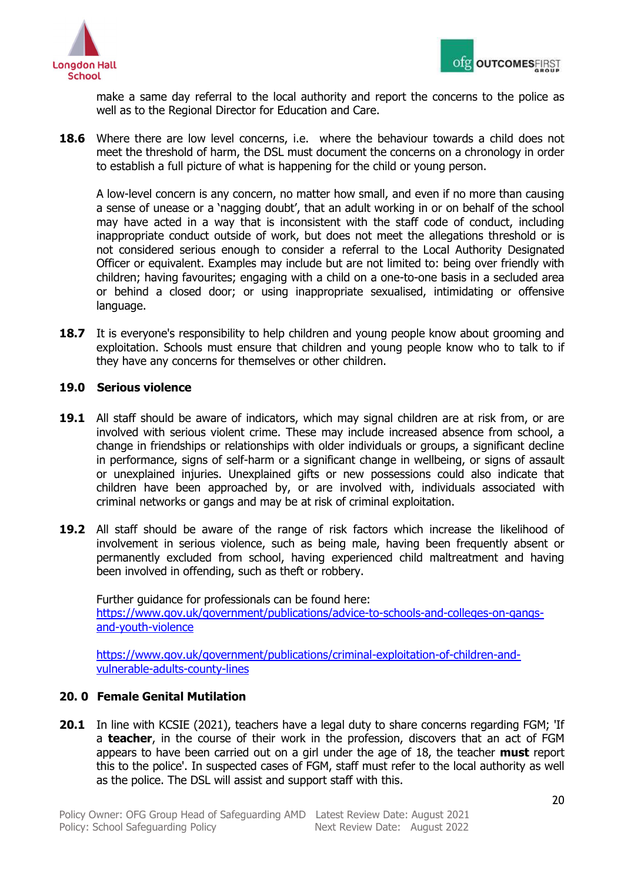make a same day referral to the local authority and report the concerns to the police as well as to the Regional Director for Education and Care.

**18.6** Where there are low level concerns, i.e. where the behaviour towards a child does not meet the threshold of harm, the DSL must document the concerns on a chronology in order to establish a full picture of what is happening for the child or young person.

A low-level concern is any concern, no matter how small, and even if no more than causing a sense of unease or a 'nagging doubt', that an adult working in or on behalf of the school may have acted in a way that is inconsistent with the staff code of conduct, including inappropriate conduct outside of work, but does not meet the allegations threshold or is not considered serious enough to consider a referral to the Local Authority Designated Officer or equivalent. Examples may include but are not limited to: being over friendly with children; having favourites; engaging with a child on a one-to-one basis in a secluded area or behind a closed door; or using inappropriate sexualised, intimidating or offensive language.

**18.7** It is everyone's responsibility to help children and young people know about grooming and exploitation. Schools must ensure that children and young people know who to talk to if they have any concerns for themselves or other children.

## 19.0 Serious violence

**19.1** All staff should be aware of indicators, which may signal children are at risk from, or are involved with serious violent crime. These may include increased absence from school, a change in friendships or relationships with older individuals or groups, a significant decline in performance, signs of self-harm or a significant change in wellbeing, or signs of assault or unexplained injuries. Unexplained gifts or new possessions could also indicate that children have been approached by, or are involved with, individuals associated with criminal networks or gangs and may be at risk of criminal exploitation.

**19.2** All staff should be aware of the range of risk factors which increase the likelihood of involvement in serious violence, such as being male, having been frequently absent or permanently excluded from school, having experienced child maltreatment and having been involved in offending, such as theft or robbery.

Further guidance for professionals can be found here:
[https://www.gov.uk/government/publications/advice-to-schools-and-colleges-on-gangs-and-youth-violence](https://www.gov.uk/government/publications/advice-to-schools-and-colleges-on-gangs-and-youth-violence)

[https://www.gov.uk/government/publications/criminal-exploitation-of-children-and-vulnerable-adults-county-lines](https://www.gov.uk/government/publications/criminal-exploitation-of-children-and-vulnerable-adults-county-lines)

## 20. 0 Female Genital Mutilation

**20.1** In line with KCSIE (2021), teachers have a legal duty to share concerns regarding FGM; 'If a **teacher**, in the course of their work in the profession, discovers that an act of FGM appears to have been carried out on a girl under the age of 18, the teacher **must** report this to the police'. In suspected cases of FGM, staff must refer to the local authority as well as the police. The DSL will assist and support staff with this.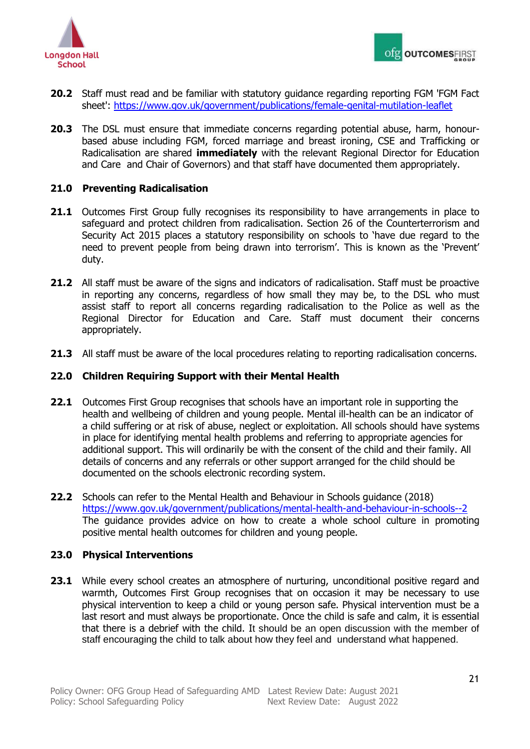**20.2** Staff must read and be familiar with statutory guidance regarding reporting FGM 'FGM Fact sheet': https://www.gov.uk/government/publications/female-genital-mutilation-leaflet

**20.3** The DSL must ensure that immediate concerns regarding potential abuse, harm, honour-based abuse including FGM, forced marriage and breast ironing, CSE and Trafficking or Radicalisation are shared **immediately** with the relevant Regional Director for Education and Care and Chair of Governors) and that staff have documented them appropriately.

## 21.0 Preventing Radicalisation

**21.1** Outcomes First Group fully recognises its responsibility to have arrangements in place to safeguard and protect children from radicalisation. Section 26 of the Counterterrorism and Security Act 2015 places a statutory responsibility on schools to 'have due regard to the need to prevent people from being drawn into terrorism'. This is known as the 'Prevent' duty.

**21.2** All staff must be aware of the signs and indicators of radicalisation. Staff must be proactive in reporting any concerns, regardless of how small they may be, to the DSL who must assist staff to report all concerns regarding radicalisation to the Police as well as the Regional Director for Education and Care. Staff must document their concerns appropriately.

**21.3** All staff must be aware of the local procedures relating to reporting radicalisation concerns.

## 22.0 Children Requiring Support with their Mental Health

**22.1** Outcomes First Group recognises that schools have an important role in supporting the health and wellbeing of children and young people. Mental ill-health can be an indicator of a child suffering or at risk of abuse, neglect or exploitation. All schools should have systems in place for identifying mental health problems and referring to appropriate agencies for additional support. This will ordinarily be with the consent of the child and their family. All details of concerns and any referrals or other support arranged for the child should be documented on the schools electronic recording system.

**22.2** Schools can refer to the Mental Health and Behaviour in Schools guidance (2018) https://www.gov.uk/government/publications/mental-health-and-behaviour-in-schools--2 The guidance provides advice on how to create a whole school culture in promoting positive mental health outcomes for children and young people.

## 23.0 Physical Interventions

**23.1** While every school creates an atmosphere of nurturing, unconditional positive regard and warmth, Outcomes First Group recognises that on occasion it may be necessary to use physical intervention to keep a child or young person safe. Physical intervention must be a last resort and must always be proportionate. Once the child is safe and calm, it is essential that there is a debrief with the child. It should be an open discussion with the member of staff encouraging the child to talk about how they feel and understand what happened.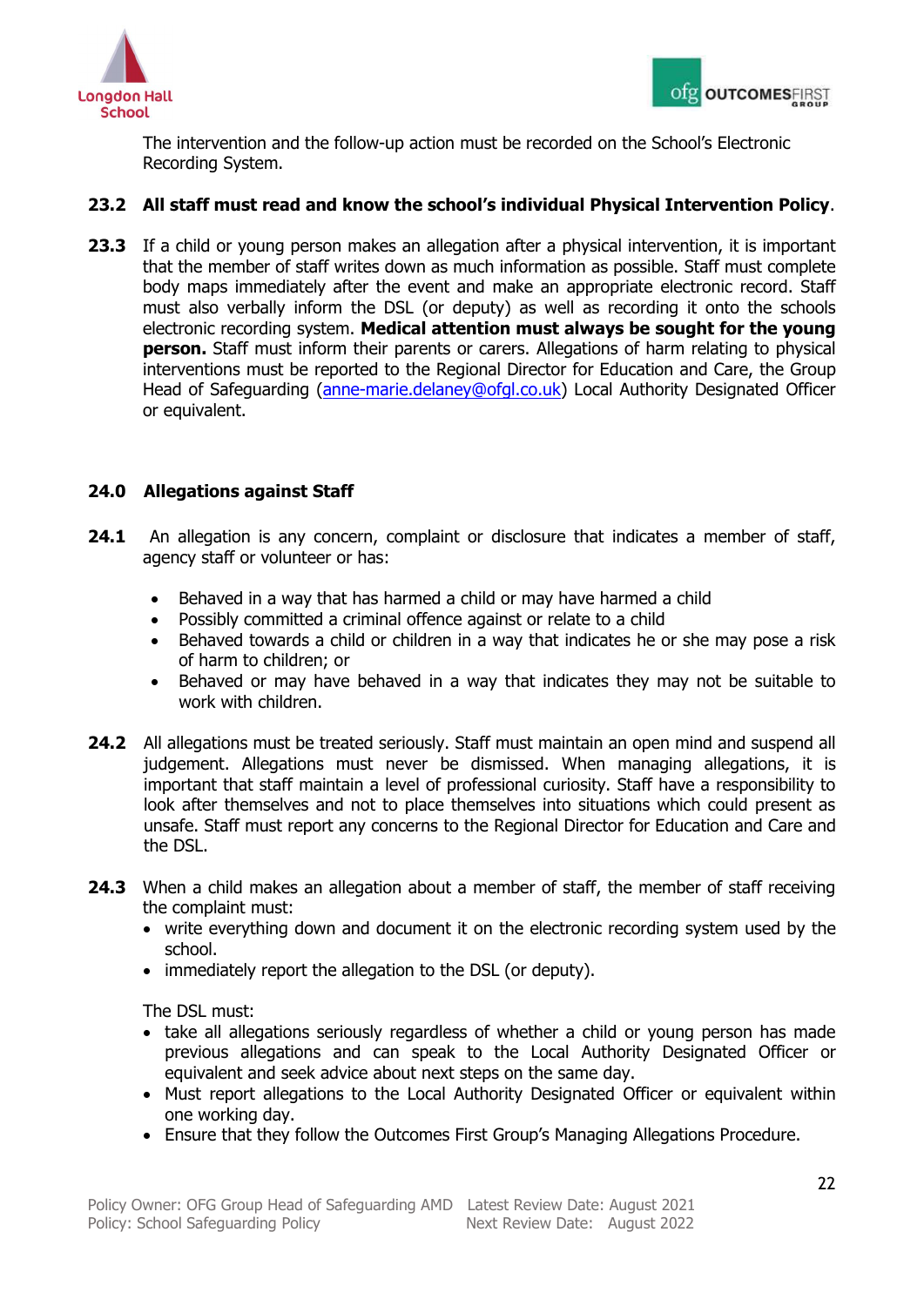The intervention and the follow-up action must be recorded on the School's Electronic Recording System.

**23.2 All staff must read and know the school's individual Physical Intervention Policy**.

**23.3** If a child or young person makes an allegation after a physical intervention, it is important that the member of staff writes down as much information as possible. Staff must complete body maps immediately after the event and make an appropriate electronic record. Staff must also verbally inform the DSL (or deputy) as well as recording it onto the schools electronic recording system. **Medical attention must always be sought for the young person.** Staff must inform their parents or carers. Allegations of harm relating to physical interventions must be reported to the Regional Director for Education and Care, the Group Head of Safeguarding (anne-marie.delaney@ofgl.co.uk) Local Authority Designated Officer or equivalent.

## 24.0 Allegations against Staff

**24.1** An allegation is any concern, complaint or disclosure that indicates a member of staff, agency staff or volunteer or has:

- Behaved in a way that has harmed a child or may have harmed a child
- Possibly committed a criminal offence against or relate to a child
- Behaved towards a child or children in a way that indicates he or she may pose a risk of harm to children; or
- Behaved or may have behaved in a way that indicates they may not be suitable to work with children.

**24.2** All allegations must be treated seriously. Staff must maintain an open mind and suspend all judgement. Allegations must never be dismissed. When managing allegations, it is important that staff maintain a level of professional curiosity. Staff have a responsibility to look after themselves and not to place themselves into situations which could present as unsafe. Staff must report any concerns to the Regional Director for Education and Care and the DSL.

**24.3** When a child makes an allegation about a member of staff, the member of staff receiving the complaint must:

- write everything down and document it on the electronic recording system used by the school.
- immediately report the allegation to the DSL (or deputy).

The DSL must:

- take all allegations seriously regardless of whether a child or young person has made previous allegations and can speak to the Local Authority Designated Officer or equivalent and seek advice about next steps on the same day.
- Must report allegations to the Local Authority Designated Officer or equivalent within one working day.
- Ensure that they follow the Outcomes First Group's Managing Allegations Procedure.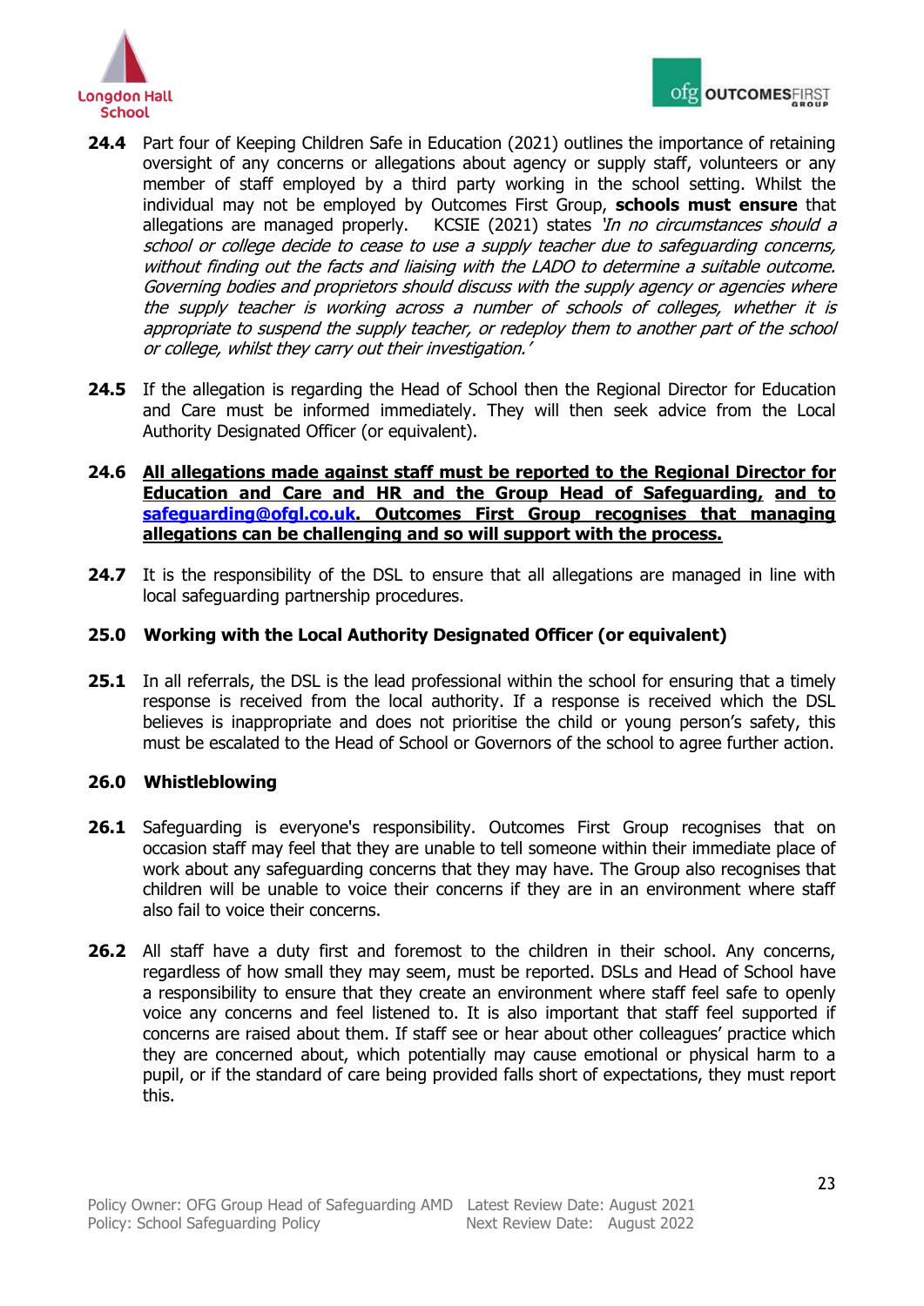**24.4** Part four of Keeping Children Safe in Education (2021) outlines the importance of retaining oversight of any concerns or allegations about agency or supply staff, volunteers or any member of staff employed by a third party working in the school setting. Whilst the individual may not be employed by Outcomes First Group, **schools must ensure** that allegations are managed properly. KCSIE (2021) states *'In no circumstances should a school or college decide to cease to use a supply teacher due to safeguarding concerns, without finding out the facts and liaising with the LADO to determine a suitable outcome. Governing bodies and proprietors should discuss with the supply agency or agencies where the supply teacher is working across a number of schools of colleges, whether it is appropriate to suspend the supply teacher, or redeploy them to another part of the school or college, whilst they carry out their investigation.'*

**24.5** If the allegation is regarding the Head of School then the Regional Director for Education and Care must be informed immediately. They will then seek advice from the Local Authority Designated Officer (or equivalent).

**24.6** **All allegations made against staff must be reported to the Regional Director for Education and Care and HR and the Group Head of Safeguarding, and to safeguarding@ofgl.co.uk. Outcomes First Group recognises that managing allegations can be challenging and so will support with the process.**

**24.7** It is the responsibility of the DSL to ensure that all allegations are managed in line with local safeguarding partnership procedures.

## 25.0 Working with the Local Authority Designated Officer (or equivalent)

**25.1** In all referrals, the DSL is the lead professional within the school for ensuring that a timely response is received from the local authority. If a response is received which the DSL believes is inappropriate and does not prioritise the child or young person's safety, this must be escalated to the Head of School or Governors of the school to agree further action.

## 26.0 Whistleblowing

**26.1** Safeguarding is everyone's responsibility. Outcomes First Group recognises that on occasion staff may feel that they are unable to tell someone within their immediate place of work about any safeguarding concerns that they may have. The Group also recognises that children will be unable to voice their concerns if they are in an environment where staff also fail to voice their concerns.

**26.2** All staff have a duty first and foremost to the children in their school. Any concerns, regardless of how small they may seem, must be reported. DSLs and Head of School have a responsibility to ensure that they create an environment where staff feel safe to openly voice any concerns and feel listened to. It is also important that staff feel supported if concerns are raised about them. If staff see or hear about other colleagues' practice which they are concerned about, which potentially may cause emotional or physical harm to a pupil, or if the standard of care being provided falls short of expectations, they must report this.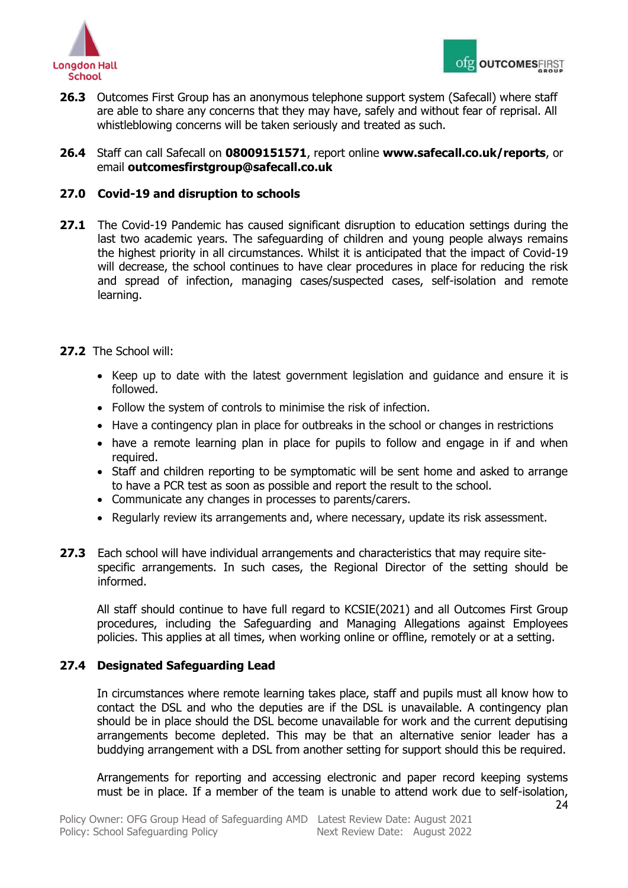**26.3** Outcomes First Group has an anonymous telephone support system (Safecall) where staff are able to share any concerns that they may have, safely and without fear of reprisal. All whistleblowing concerns will be taken seriously and treated as such.

**26.4** Staff can call Safecall on **08009151571**, report online **www.safecall.co.uk/reports**, or email **outcomesfirstgroup@safecall.co.uk**

## 27.0 Covid-19 and disruption to schools

**27.1** The Covid-19 Pandemic has caused significant disruption to education settings during the last two academic years. The safeguarding of children and young people always remains the highest priority in all circumstances. Whilst it is anticipated that the impact of Covid-19 will decrease, the school continues to have clear procedures in place for reducing the risk and spread of infection, managing cases/suspected cases, self-isolation and remote learning.

**27.2** The School will:

- Keep up to date with the latest government legislation and guidance and ensure it is followed.
- Follow the system of controls to minimise the risk of infection.
- Have a contingency plan in place for outbreaks in the school or changes in restrictions
- have a remote learning plan in place for pupils to follow and engage in if and when required.
- Staff and children reporting to be symptomatic will be sent home and asked to arrange to have a PCR test as soon as possible and report the result to the school.
- Communicate any changes in processes to parents/carers.
- Regularly review its arrangements and, where necessary, update its risk assessment.

**27.3** Each school will have individual arrangements and characteristics that may require site-specific arrangements. In such cases, the Regional Director of the setting should be informed.

All staff should continue to have full regard to KCSIE(2021) and all Outcomes First Group procedures, including the Safeguarding and Managing Allegations against Employees policies. This applies at all times, when working online or offline, remotely or at a setting.

### 27.4 Designated Safeguarding Lead

In circumstances where remote learning takes place, staff and pupils must all know how to contact the DSL and who the deputies are if the DSL is unavailable. A contingency plan should be in place should the DSL become unavailable for work and the current deputising arrangements become depleted. This may be that an alternative senior leader has a buddying arrangement with a DSL from another setting for support should this be required.

Arrangements for reporting and accessing electronic and paper record keeping systems must be in place. If a member of the team is unable to attend work due to self-isolation,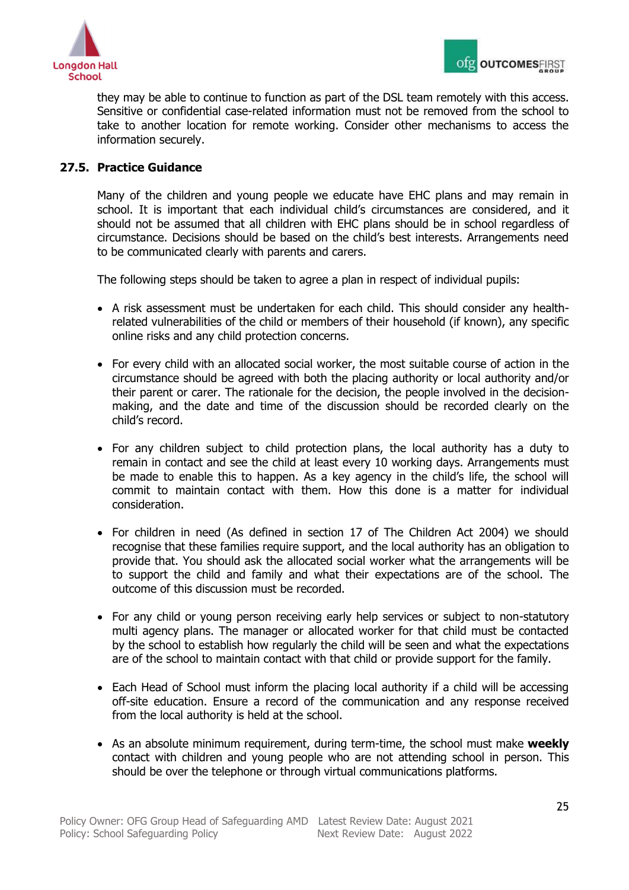they may be able to continue to function as part of the DSL team remotely with this access. Sensitive or confidential case-related information must not be removed from the school to take to another location for remote working. Consider other mechanisms to access the information securely.

### 27.5. Practice Guidance

Many of the children and young people we educate have EHC plans and may remain in school. It is important that each individual child's circumstances are considered, and it should not be assumed that all children with EHC plans should be in school regardless of circumstance. Decisions should be based on the child's best interests. Arrangements need to be communicated clearly with parents and carers.

The following steps should be taken to agree a plan in respect of individual pupils:

- A risk assessment must be undertaken for each child. This should consider any health-related vulnerabilities of the child or members of their household (if known), any specific online risks and any child protection concerns.

- For every child with an allocated social worker, the most suitable course of action in the circumstance should be agreed with both the placing authority or local authority and/or their parent or carer. The rationale for the decision, the people involved in the decision-making, and the date and time of the discussion should be recorded clearly on the child's record.

- For any children subject to child protection plans, the local authority has a duty to remain in contact and see the child at least every 10 working days. Arrangements must be made to enable this to happen. As a key agency in the child's life, the school will commit to maintain contact with them. How this done is a matter for individual consideration.

- For children in need (As defined in section 17 of The Children Act 2004) we should recognise that these families require support, and the local authority has an obligation to provide that. You should ask the allocated social worker what the arrangements will be to support the child and family and what their expectations are of the school. The outcome of this discussion must be recorded.

- For any child or young person receiving early help services or subject to non-statutory multi agency plans. The manager or allocated worker for that child must be contacted by the school to establish how regularly the child will be seen and what the expectations are of the school to maintain contact with that child or provide support for the family.

- Each Head of School must inform the placing local authority if a child will be accessing off-site education. Ensure a record of the communication and any response received from the local authority is held at the school.

- As an absolute minimum requirement, during term-time, the school must make **weekly** contact with children and young people who are not attending school in person. This should be over the telephone or through virtual communications platforms.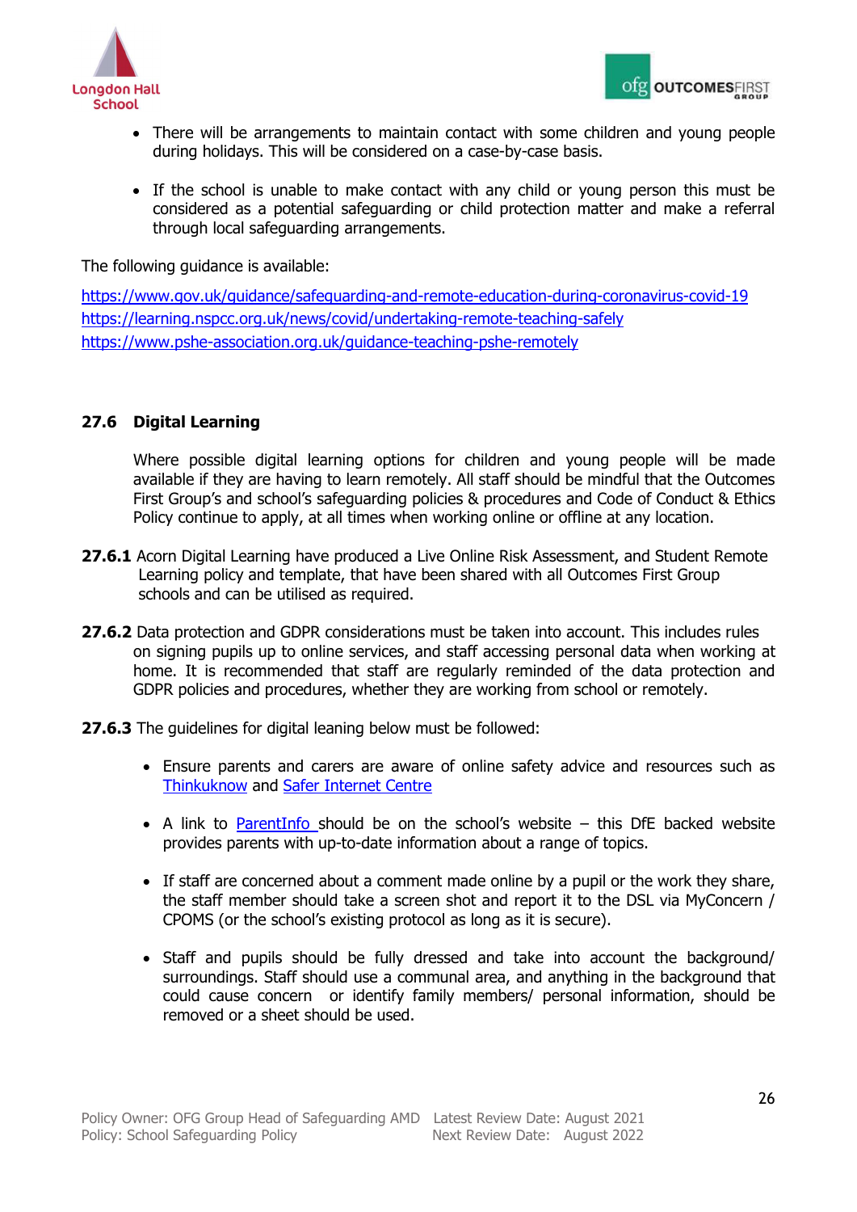- There will be arrangements to maintain contact with some children and young people during holidays. This will be considered on a case-by-case basis.

- If the school is unable to make contact with any child or young person this must be considered as a potential safeguarding or child protection matter and make a referral through local safeguarding arrangements.

The following guidance is available:

https://www.gov.uk/guidance/safeguarding-and-remote-education-during-coronavirus-covid-19
https://learning.nspcc.org.uk/news/covid/undertaking-remote-teaching-safely
https://www.pshe-association.org.uk/guidance-teaching-pshe-remotely

### 27.6 Digital Learning

Where possible digital learning options for children and young people will be made available if they are having to learn remotely. All staff should be mindful that the Outcomes First Group's and school's safeguarding policies & procedures and Code of Conduct & Ethics Policy continue to apply, at all times when working online or offline at any location.

**27.6.1** Acorn Digital Learning have produced a Live Online Risk Assessment, and Student Remote Learning policy and template, that have been shared with all Outcomes First Group schools and can be utilised as required.

**27.6.2** Data protection and GDPR considerations must be taken into account. This includes rules on signing pupils up to online services, and staff accessing personal data when working at home. It is recommended that staff are regularly reminded of the data protection and GDPR policies and procedures, whether they are working from school or remotely.

**27.6.3** The guidelines for digital leaning below must be followed:

- Ensure parents and carers are aware of online safety advice and resources such as Thinkuknow and Safer Internet Centre

- A link to ParentInfo should be on the school's website – this DfE backed website provides parents with up-to-date information about a range of topics.

- If staff are concerned about a comment made online by a pupil or the work they share, the staff member should take a screen shot and report it to the DSL via MyConcern / CPOMS (or the school's existing protocol as long as it is secure).

- Staff and pupils should be fully dressed and take into account the background/ surroundings. Staff should use a communal area, and anything in the background that could cause concern or identify family members/ personal information, should be removed or a sheet should be used.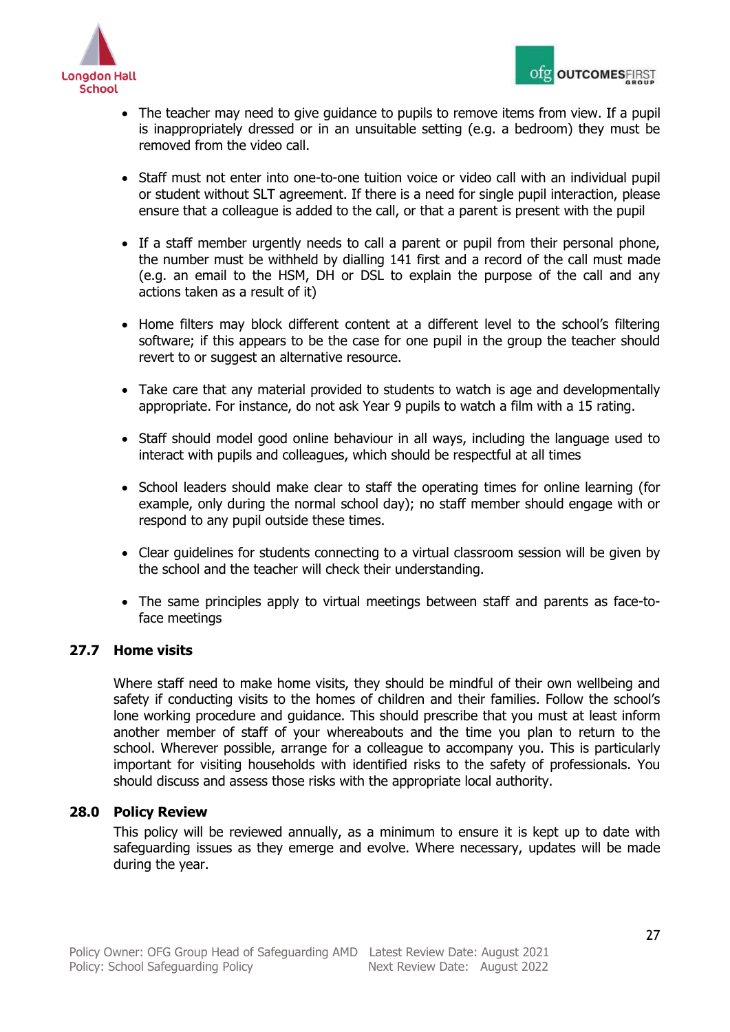- The teacher may need to give guidance to pupils to remove items from view. If a pupil is inappropriately dressed or in an unsuitable setting (e.g. a bedroom) they must be removed from the video call.

- Staff must not enter into one-to-one tuition voice or video call with an individual pupil or student without SLT agreement. If there is a need for single pupil interaction, please ensure that a colleague is added to the call, or that a parent is present with the pupil

- If a staff member urgently needs to call a parent or pupil from their personal phone, the number must be withheld by dialling 141 first and a record of the call must made (e.g. an email to the HSM, DH or DSL to explain the purpose of the call and any actions taken as a result of it)

- Home filters may block different content at a different level to the school's filtering software; if this appears to be the case for one pupil in the group the teacher should revert to or suggest an alternative resource.

- Take care that any material provided to students to watch is age and developmentally appropriate. For instance, do not ask Year 9 pupils to watch a film with a 15 rating.

- Staff should model good online behaviour in all ways, including the language used to interact with pupils and colleagues, which should be respectful at all times

- School leaders should make clear to staff the operating times for online learning (for example, only during the normal school day); no staff member should engage with or respond to any pupil outside these times.

- Clear guidelines for students connecting to a virtual classroom session will be given by the school and the teacher will check their understanding.

- The same principles apply to virtual meetings between staff and parents as face-to-face meetings

### 27.7 Home visits

Where staff need to make home visits, they should be mindful of their own wellbeing and safety if conducting visits to the homes of children and their families. Follow the school's lone working procedure and guidance. This should prescribe that you must at least inform another member of staff of your whereabouts and the time you plan to return to the school. Wherever possible, arrange for a colleague to accompany you. This is particularly important for visiting households with identified risks to the safety of professionals. You should discuss and assess those risks with the appropriate local authority.

## 28.0 Policy Review

This policy will be reviewed annually, as a minimum to ensure it is kept up to date with safeguarding issues as they emerge and evolve. Where necessary, updates will be made during the year.